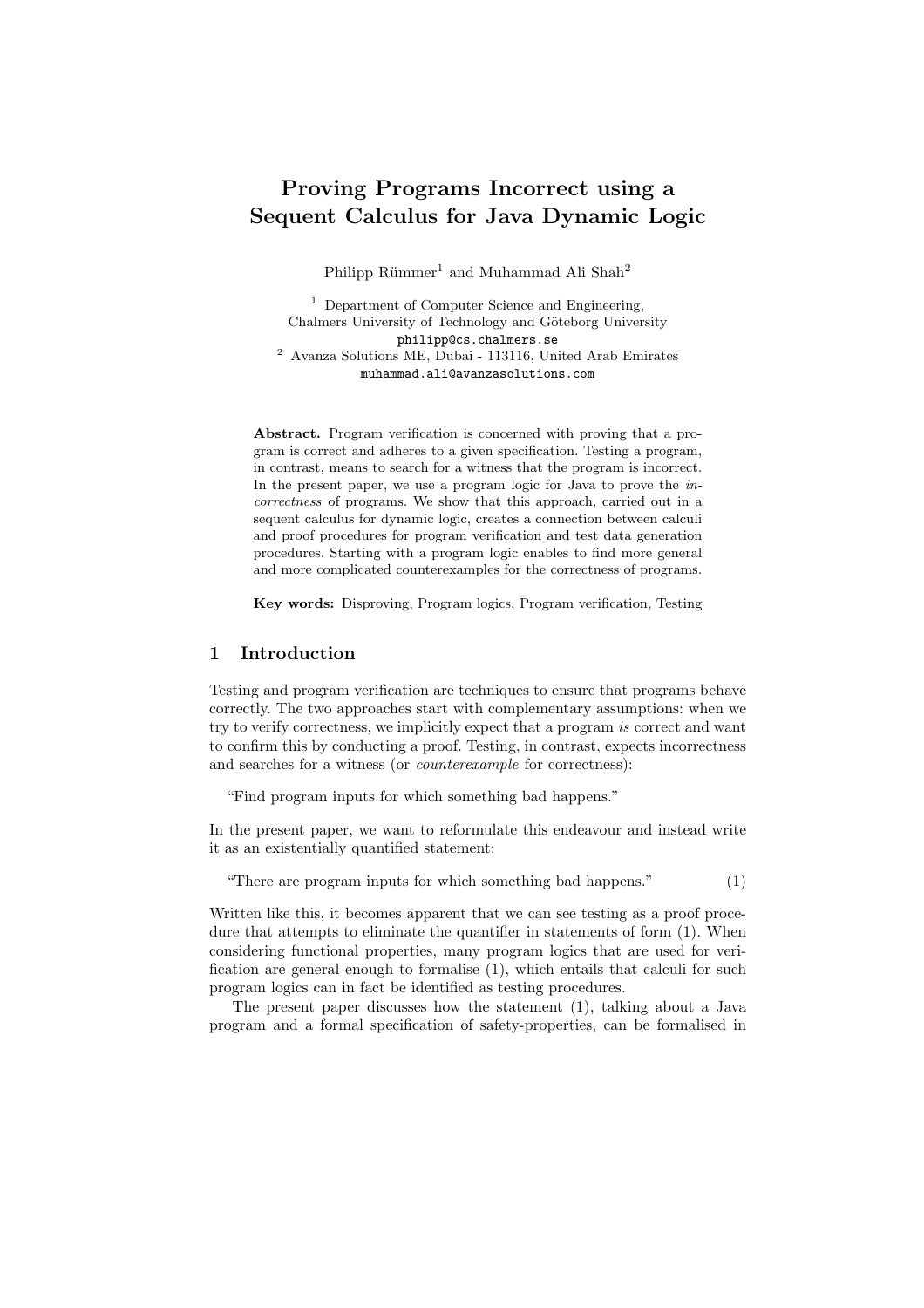# Proving Programs Incorrect using a Sequent Calculus for Java Dynamic Logic

Philipp Rümmer[1] and Muhammad Ali Shah[2]

[1] Department of Computer Science and Engineering, Chalmers University of Technology and Göteborg University
philipp@cs.chalmers.se

[2] Avanza Solutions ME, Dubai - 113116, United Arab Emirates
muhammad.ali@avanzasolutions.com

**Abstract.** Program verification is concerned with proving that a program is correct and adheres to a given specification. Testing a program, in contrast, means to search for a witness that the program is incorrect. In the present paper, we use a program logic for Java to prove the *incorrectness* of programs. We show that this approach, carried out in a sequent calculus for dynamic logic, creates a connection between calculi and proof procedures for program verification and test data generation procedures. Starting with a program logic enables to find more general and more complicated counterexamples for the correctness of programs.

**Key words:** Disproving, Program logics, Program verification, Testing

## 1 Introduction

Testing and program verification are techniques to ensure that programs behave correctly. The two approaches start with complementary assumptions: when we try to verify correctness, we implicitly expect that a program *is* correct and want to confirm this by conducting a proof. Testing, in contrast, expects incorrectness and searches for a witness (or *counterexample* for correctness):

"Find program inputs for which something bad happens."

In the present paper, we want to reformulate this endeavour and instead write it as an existentially quantified statement:

"There are program inputs for which something bad happens." (1)

Written like this, it becomes apparent that we can see testing as a proof procedure that attempts to eliminate the quantifier in statements of form (1). When considering functional properties, many program logics that are used for verification are general enough to formalise (1), which entails that calculi for such program logics can in fact be identified as testing procedures.

The present paper discusses how the statement (1), talking about a Java program and a formal specification of safety-properties, can be formalised in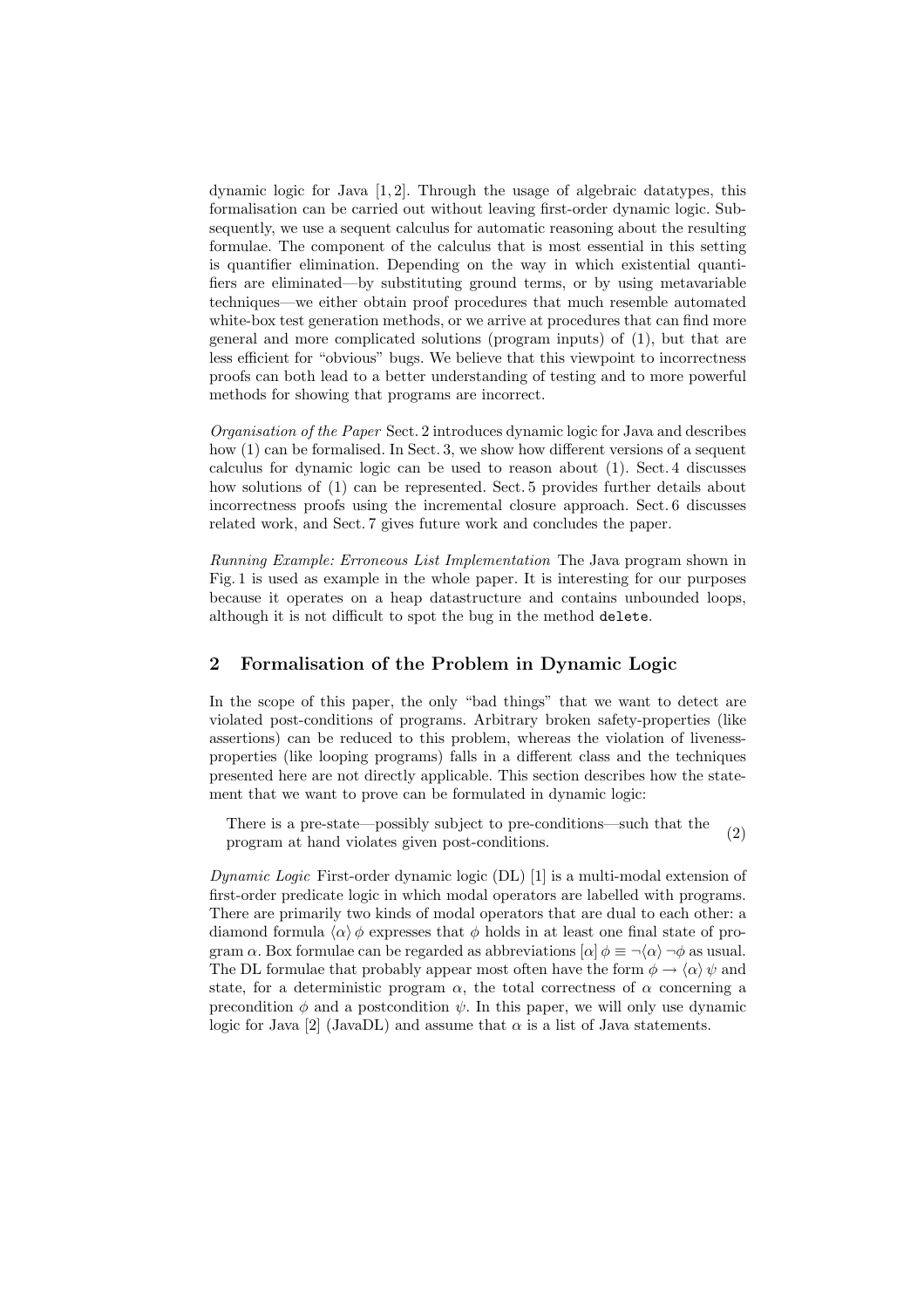dynamic logic for Java [1, 2]. Through the usage of algebraic datatypes, this formalisation can be carried out without leaving first-order dynamic logic. Subsequently, we use a sequent calculus for automatic reasoning about the resulting formulae. The component of the calculus that is most essential in this setting is quantifier elimination. Depending on the way in which existential quantifiers are eliminated—by substituting ground terms, or by using metavariable techniques—we either obtain proof procedures that much resemble automated white-box test generation methods, or we arrive at procedures that can find more general and more complicated solutions (program inputs) of (1), but that are less efficient for "obvious" bugs. We believe that this viewpoint to incorrectness proofs can both lead to a better understanding of testing and to more powerful methods for showing that programs are incorrect.

*Organisation of the Paper* Sect. 2 introduces dynamic logic for Java and describes how (1) can be formalised. In Sect. 3, we show how different versions of a sequent calculus for dynamic logic can be used to reason about (1). Sect. 4 discusses how solutions of (1) can be represented. Sect. 5 provides further details about incorrectness proofs using the incremental closure approach. Sect. 6 discusses related work, and Sect. 7 gives future work and concludes the paper.

*Running Example: Erroneous List Implementation* The Java program shown in Fig. 1 is used as example in the whole paper. It is interesting for our purposes because it operates on a heap datastructure and contains unbounded loops, although it is not difficult to spot the bug in the method `delete`.

## 2 Formalisation of the Problem in Dynamic Logic

In the scope of this paper, the only "bad things" that we want to detect are violated post-conditions of programs. Arbitrary broken safety-properties (like assertions) can be reduced to this problem, whereas the violation of liveness-properties (like looping programs) falls in a different class and the techniques presented here are not directly applicable. This section describes how the statement that we want to prove can be formulated in dynamic logic:

> There is a pre-state—possibly subject to pre-conditions—such that the program at hand violates given post-conditions. (2)

*Dynamic Logic* First-order dynamic logic (DL) [1] is a multi-modal extension of first-order predicate logic in which modal operators are labelled with programs. There are primarily two kinds of modal operators that are dual to each other: a diamond formula $\langle\alpha\rangle\,\phi$ expresses that $\phi$ holds in at least one final state of program $\alpha$. Box formulae can be regarded as abbreviations $[\alpha]\,\phi \equiv \neg\langle\alpha\rangle\,\neg\phi$ as usual. The DL formulae that probably appear most often have the form $\phi \rightarrow \langle\alpha\rangle\,\psi$ and state, for a deterministic program $\alpha$, the total correctness of $\alpha$ concerning a precondition $\phi$ and a postcondition $\psi$. In this paper, we will only use dynamic logic for Java [2] (JavaDL) and assume that $\alpha$ is a list of Java statements.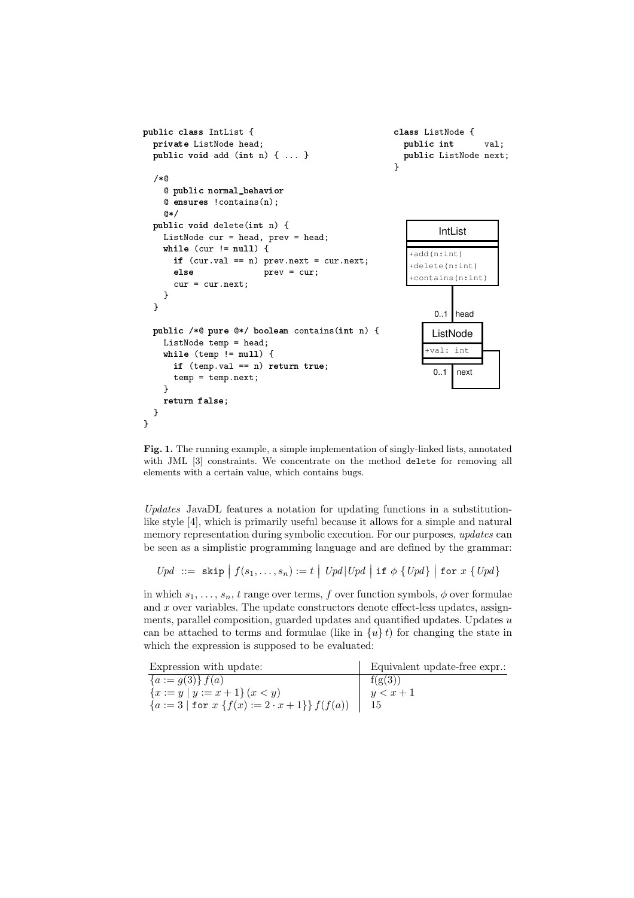```java
public class IntList {
  private ListNode head;
  public void add (int n) { ... }

  /*@
    @ public normal_behavior
    @ ensures !contains(n);
    @*/
  public void delete(int n) {
    ListNode cur = head, prev = head;
    while (cur != null) {
      if (cur.val == n) prev.next = cur.next;
      else              prev = cur;
      cur = cur.next;
    }
  }

  public /*@ pure @*/ boolean contains(int n) {
    ListNode temp = head;
    while (temp != null) {
      if (temp.val == n) return true;
      temp = temp.next;
    }
    return false;
  }
}
```

```java
class ListNode {
  public int      val;
  public ListNode next;
}
```

```
IntList
---
+add(n:int)
+delete(n:int)
+contains(n:int)
   |
   | 0..1 head
   |
ListNode
---
+val: int
---
   0..1 next (self-association)
```

**Fig. 1.** The running example, a simple implementation of singly-linked lists, annotated with JML [3] constraints. We concentrate on the method `delete` for removing all elements with a certain value, which contains bugs.

*Updates* JavaDL features a notation for updating functions in a substitution-like style [4], which is primarily useful because it allows for a simple and natural memory representation during symbolic execution. For our purposes, *updates* can be seen as a simplistic programming language and are defined by the grammar:

$$Upd \ ::= \ \texttt{skip} \ \big| \ f(s_1, \ldots, s_n) := t \ \big| \ Upd | Upd \ \big| \ \texttt{if} \ \phi \ \{Upd\} \ \big| \ \texttt{for} \ x \ \{Upd\}$$

in which $s_1, \ldots, s_n, t$ range over terms, $f$ over function symbols, $\phi$ over formulae and $x$ over variables. The update constructors denote effect-less updates, assignments, parallel composition, guarded updates and quantified updates. Updates $u$ can be attached to terms and formulae (like in $\{u\}\, t$) for changing the state in which the expression is supposed to be evaluated:

| Expression with update: | Equivalent update-free expr.: |
|---|---|
| $\{a := g(3)\}\, f(a)$ | f(g(3)) |
| $\{x := y \mid y := x + 1\}\, (x < y)$ | $y < x + 1$ |
| $\{a := 3 \mid \texttt{for}\ x\ \{f(x) := 2 \cdot x + 1\}\}\, f(f(a))$ | 15 |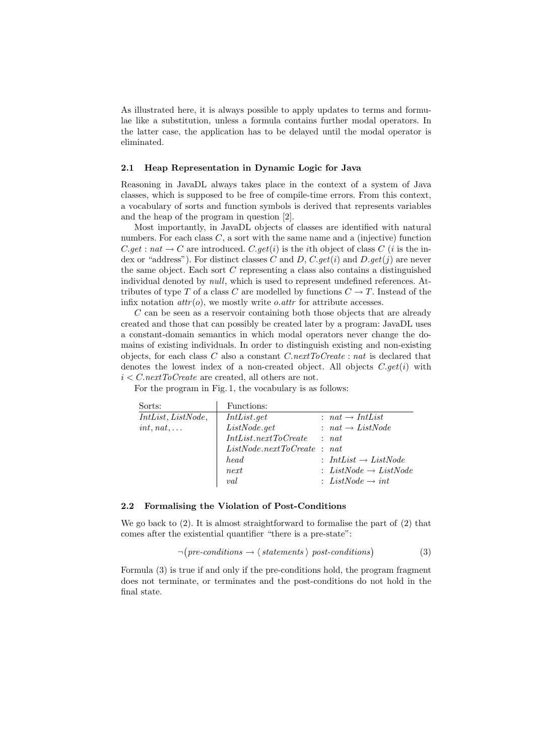As illustrated here, it is always possible to apply updates to terms and formulae like a substitution, unless a formula contains further modal operators. In the latter case, the application has to be delayed until the modal operator is eliminated.

### 2.1 Heap Representation in Dynamic Logic for Java

Reasoning in JavaDL always takes place in the context of a system of Java classes, which is supposed to be free of compile-time errors. From this context, a vocabulary of sorts and function symbols is derived that represents variables and the heap of the program in question [2].

Most importantly, in JavaDL objects of classes are identified with natural numbers. For each class $C$, a sort with the same name and a (injective) function $C.get : nat \to C$ are introduced. $C.get(i)$ is the $i$th object of class $C$ ($i$ is the index or "address"). For distinct classes $C$ and $D$, $C.get(i)$ and $D.get(j)$ are never the same object. Each sort $C$ representing a class also contains a distinguished individual denoted by $null$, which is used to represent undefined references. Attributes of type $T$ of a class $C$ are modelled by functions $C \to T$. Instead of the infix notation $attr(o)$, we mostly write $o.attr$ for attribute accesses.

$C$ can be seen as a reservoir containing both those objects that are already created and those that can possibly be created later by a program: JavaDL uses a constant-domain semantics in which modal operators never change the domains of existing individuals. In order to distinguish existing and non-existing objects, for each class $C$ also a constant $C.nextToCreate : nat$ is declared that denotes the lowest index of a non-created object. All objects $C.get(i)$ with $i < C.nextToCreate$ are created, all others are not.

For the program in Fig. 1, the vocabulary is as follows:

| Sorts: | Functions: | |
|---|---|---|
| $IntList, ListNode,$ | $IntList.get$ | $: nat \to IntList$ |
| $int, nat, \ldots$ | $ListNode.get$ | $: nat \to ListNode$ |
| | $IntList.nextToCreate$ | $: nat$ |
| | $ListNode.nextToCreate$ | $: nat$ |
| | $head$ | $: IntList \to ListNode$ |
| | $next$ | $: ListNode \to ListNode$ |
| | $val$ | $: ListNode \to int$ |

### 2.2 Formalising the Violation of Post-Conditions

We go back to (2). It is almost straightforward to formalise the part of (2) that comes after the existential quantifier "there is a pre-state":

$$\neg\big(\textit{pre-conditions} \to \langle\, \textit{statements}\,\rangle\ \textit{post-conditions}\big) \tag{3}$$

Formula (3) is true if and only if the pre-conditions hold, the program fragment does not terminate, or terminates and the post-conditions do not hold in the final state.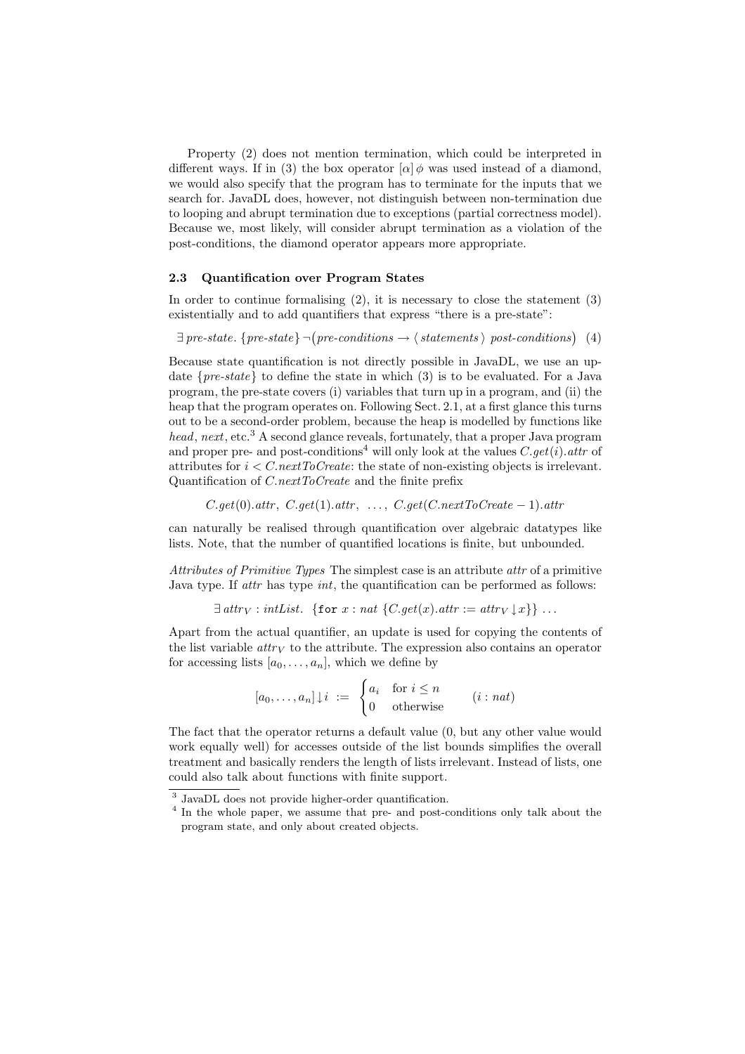Property (2) does not mention termination, which could be interpreted in different ways. If in (3) the box operator $[\alpha]\,\phi$ was used instead of a diamond, we would also specify that the program has to terminate for the inputs that we search for. JavaDL does, however, not distinguish between non-termination due to looping and abrupt termination due to exceptions (partial correctness model). Because we, most likely, will consider abrupt termination as a violation of the post-conditions, the diamond operator appears more appropriate.

### 2.3 Quantification over Program States

In order to continue formalising (2), it is necessary to close the statement (3) existentially and to add quantifiers that express "there is a pre-state":

$$\exists\, \textit{pre-state}.\ \{\textit{pre-state}\}\, \neg\big(\textit{pre-conditions} \rightarrow \langle\, \textit{statements}\,\rangle\ \textit{post-conditions}\big) \quad (4)$$

Because state quantification is not directly possible in JavaDL, we use an update $\{\textit{pre-state}\}$ to define the state in which (3) is to be evaluated. For a Java program, the pre-state covers (i) variables that turn up in a program, and (ii) the heap that the program operates on. Following Sect. 2.1, at a first glance this turns out to be a second-order problem, because the heap is modelled by functions like *head*, *next*, etc.[3] A second glance reveals, fortunately, that a proper Java program and proper pre- and post-conditions[4] will only look at the values $C.get(i).attr$ of attributes for $i < C.nextToCreate$: the state of non-existing objects is irrelevant. Quantification of $C.nextToCreate$ and the finite prefix

$$C.get(0).attr,\ C.get(1).attr,\ \ldots,\ C.get(C.nextToCreate - 1).attr$$

can naturally be realised through quantification over algebraic datatypes like lists. Note, that the number of quantified locations is finite, but unbounded.

*Attributes of Primitive Types* The simplest case is an attribute *attr* of a primitive Java type. If *attr* has type *int*, the quantification can be performed as follows:

$$\exists\, attr_V : intList.\ \ \{\texttt{for}\ x : nat\ \{C.get(x).attr := attr_V \downarrow x\}\}\ \ldots$$

Apart from the actual quantifier, an update is used for copying the contents of the list variable $attr_V$ to the attribute. The expression also contains an operator for accessing lists $[a_0, \ldots, a_n]$, which we define by

$$[a_0, \ldots, a_n] \downarrow i \ := \ \begin{cases} a_i & \text{for } i \leq n \\ 0 & \text{otherwise} \end{cases} \qquad (i : nat)$$

The fact that the operator returns a default value (0, but any other value would work equally well) for accesses outside of the list bounds simplifies the overall treatment and basically renders the length of lists irrelevant. Instead of lists, one could also talk about functions with finite support.

---

[3] JavaDL does not provide higher-order quantification.

[4] In the whole paper, we assume that pre- and post-conditions only talk about the program state, and only about created objects.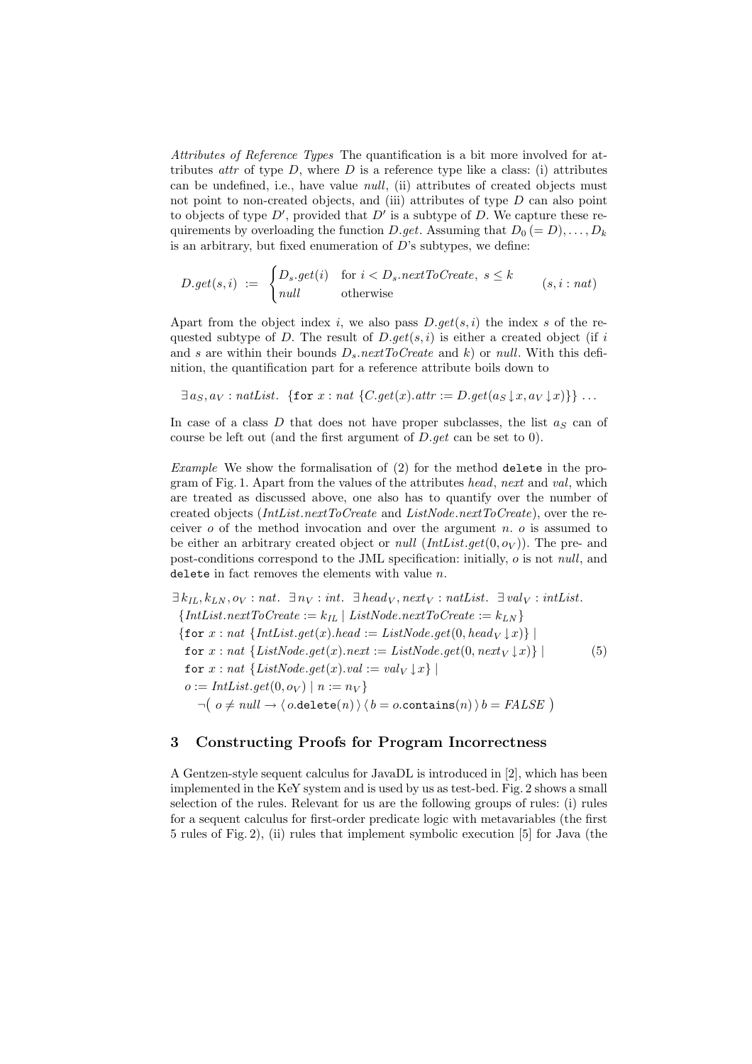*Attributes of Reference Types* The quantification is a bit more involved for attributes *attr* of type $D$, where $D$ is a reference type like a class: (i) attributes can be undefined, i.e., have value *null*, (ii) attributes of created objects must not point to non-created objects, and (iii) attributes of type $D$ can also point to objects of type $D'$, provided that $D'$ is a subtype of $D$. We capture these requirements by overloading the function $D.get$. Assuming that $D_0\,(= D), \ldots, D_k$ is an arbitrary, but fixed enumeration of $D$'s subtypes, we define:

$$D.get(s, i) \;:=\; \begin{cases} D_s.get(i) & \text{for } i < D_s.nextToCreate,\ s \leq k \\ null & \text{otherwise} \end{cases} \qquad (s, i : nat)$$

Apart from the object index $i$, we also pass $D.get(s,i)$ the index $s$ of the requested subtype of $D$. The result of $D.get(s,i)$ is either a created object (if $i$ and $s$ are within their bounds $D_s.nextToCreate$ and $k$) or *null*. With this definition, the quantification part for a reference attribute boils down to

$$\exists\, a_S, a_V : natList.\ \ \{\texttt{for}\ x : nat\ \{C.get(x).attr := D.get(a_S \downarrow x, a_V \downarrow x)\}\}\ \ldots$$

In case of a class $D$ that does not have proper subclasses, the list $a_S$ can of course be left out (and the first argument of $D.get$ can be set to 0).

*Example* We show the formalisation of (2) for the method `delete` in the program of Fig. 1. Apart from the values of the attributes *head*, *next* and *val*, which are treated as discussed above, one also has to quantify over the number of created objects (*IntList.nextToCreate* and *ListNode.nextToCreate*), over the receiver $o$ of the method invocation and over the argument $n$. $o$ is assumed to be either an arbitrary created object or *null* ($IntList.get(0, o_V)$). The pre- and post-conditions correspond to the JML specification: initially, $o$ is not *null*, and `delete` in fact removes the elements with value $n$.

$$\begin{array}{l}
\exists\, k_{IL}, k_{LN}, o_V : nat.\ \ \exists\, n_V : int.\ \ \exists\, head_V, next_V : natList.\ \ \exists\, val_V : intList. \\
\ \ \{IntList.nextToCreate := k_{IL} \mid ListNode.nextToCreate := k_{LN}\} \\
\ \ \{\texttt{for}\ x : nat\ \{IntList.get(x).head := ListNode.get(0, head_V \downarrow x)\} \mid \\
\ \ \ \texttt{for}\ x : nat\ \{ListNode.get(x).next := ListNode.get(0, next_V \downarrow x)\} \mid \\
\ \ \ \texttt{for}\ x : nat\ \{ListNode.get(x).val := val_V \downarrow x\} \mid \\
\ \ \ o := IntList.get(0, o_V) \mid n := n_V\} \\
\ \ \ \ \ \ \neg\big(\ o \neq null \rightarrow \langle\, o.\texttt{delete}(n)\,\rangle\, \langle\, b = o.\texttt{contains}(n)\,\rangle\, b = FALSE\ \big)
\end{array} \qquad (5)$$

## 3 Constructing Proofs for Program Incorrectness

A Gentzen-style sequent calculus for JavaDL is introduced in [2], which has been implemented in the KeY system and is used by us as test-bed. Fig. 2 shows a small selection of the rules. Relevant for us are the following groups of rules: (i) rules for a sequent calculus for first-order predicate logic with metavariables (the first 5 rules of Fig. 2), (ii) rules that implement symbolic execution [5] for Java (the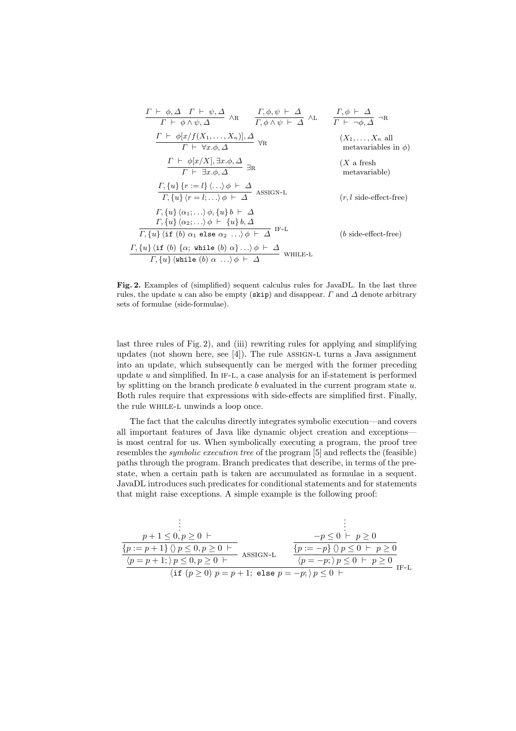$$\frac{\Gamma \vdash \phi, \Delta \quad \Gamma \vdash \psi, \Delta}{\Gamma \vdash \phi \wedge \psi, \Delta} \wedge\text{R} \qquad \frac{\Gamma, \phi, \psi \vdash \Delta}{\Gamma, \phi \wedge \psi \vdash \Delta} \wedge\text{L} \qquad \frac{\Gamma, \phi \vdash \Delta}{\Gamma \vdash \neg\phi, \Delta} \neg\text{R}$$

$$\frac{\Gamma \vdash \phi[x/f(X_1, \ldots, X_n)], \Delta}{\Gamma \vdash \forall x.\phi, \Delta} \forall\text{R} \qquad (X_1, \ldots, X_n \text{ all metavariables in } \phi)$$

$$\frac{\Gamma \vdash \phi[x/X], \exists x.\phi, \Delta}{\Gamma \vdash \exists x.\phi, \Delta} \exists\text{R} \qquad (X \text{ a fresh metavariable})$$

$$\frac{\Gamma, \{u\}\,\{r := l\}\,\langle \ldots \rangle\, \phi \vdash \Delta}{\Gamma, \{u\}\,\langle r = l; \ldots \rangle\, \phi \vdash \Delta} \text{ASSIGN-L} \qquad (r, l \text{ side-effect-free})$$

$$\frac{\begin{array}{c}\Gamma, \{u\}\,\langle \alpha_1; \ldots \rangle\, \phi, \{u\}\, b \vdash \Delta \\ \Gamma, \{u\}\,\langle \alpha_2; \ldots \rangle\, \phi \vdash \{u\}\, b, \Delta\end{array}}{\Gamma, \{u\}\,\langle \texttt{if } (b)\ \alpha_1 \texttt{ else } \alpha_2\ \ldots \rangle\, \phi \vdash \Delta} \text{IF-L} \qquad (b \text{ side-effect-free})$$

$$\frac{\Gamma, \{u\}\,\langle \texttt{if } (b)\ \{\alpha;\ \texttt{while } (b)\ \alpha\} \ldots \rangle\, \phi \vdash \Delta}{\Gamma, \{u\}\,\langle \texttt{while } (b)\ \alpha\ \ldots \rangle\, \phi \vdash \Delta} \text{WHILE-L}$$

**Fig. 2.** Examples of (simplified) sequent calculus rules for JavaDL. In the last three rules, the update $u$ can also be empty (`skip`) and disappear. $\Gamma$ and $\Delta$ denote arbitrary sets of formulae (side-formulae).

last three rules of Fig. 2), and (iii) rewriting rules for applying and simplifying updates (not shown here, see [4]). The rule ASSIGN-L turns a Java assignment into an update, which subsequently can be merged with the former preceding update $u$ and simplified. In IF-L, a case analysis for an if-statement is performed by splitting on the branch predicate $b$ evaluated in the current program state $u$. Both rules require that expressions with side-effects are simplified first. Finally, the rule WHILE-L unwinds a loop once.

The fact that the calculus directly integrates symbolic execution—and covers all important features of Java like dynamic object creation and exceptions—is most central for us. When symbolically executing a program, the proof tree resembles the *symbolic execution tree* of the program [5] and reflects the (feasible) paths through the program. Branch predicates that describe, in terms of the pre-state, when a certain path is taken are accumulated as formulae in a sequent. JavaDL introduces such predicates for conditional statements and for statements that might raise exceptions. A simple example is the following proof:

$$\frac{\dfrac{\dfrac{\vdots}{p+1 \leq 0, p \geq 0 \vdash}}{\dfrac{\{p := p+1\}\,\langle\rangle\, p \leq 0, p \geq 0 \vdash}{\langle p = p+1; \rangle\, p \leq 0, p \geq 0 \vdash}\ \text{ASSIGN-L}} \qquad \dfrac{\dfrac{\vdots}{-p \leq 0 \vdash p \geq 0}}{\dfrac{\{p := -p\}\,\langle\rangle\, p \leq 0 \vdash p \geq 0}{\langle p = -p; \rangle\, p \leq 0 \vdash p \geq 0}}}{\langle \texttt{if } (p \geq 0)\ p = p+1;\ \texttt{else } p = -p; \rangle\, p \leq 0 \vdash}\ \text{IF-L}$$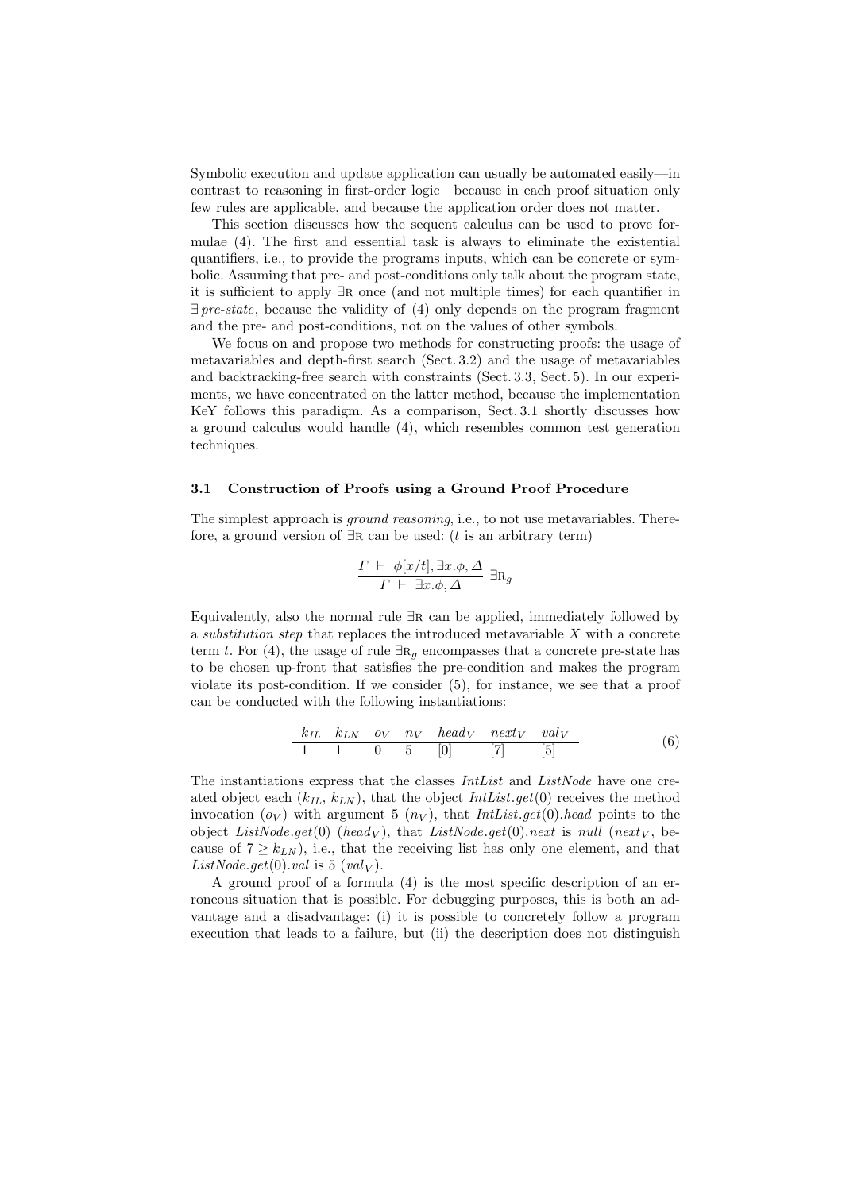Symbolic execution and update application can usually be automated easily—in contrast to reasoning in first-order logic—because in each proof situation only few rules are applicable, and because the application order does not matter.

This section discusses how the sequent calculus can be used to prove formulae (4). The first and essential task is always to eliminate the existential quantifiers, i.e., to provide the programs inputs, which can be concrete or symbolic. Assuming that pre- and post-conditions only talk about the program state, it is sufficient to apply $\exists$R once (and not multiple times) for each quantifier in $\exists$ *pre-state*, because the validity of (4) only depends on the program fragment and the pre- and post-conditions, not on the values of other symbols.

We focus on and propose two methods for constructing proofs: the usage of metavariables and depth-first search (Sect. 3.2) and the usage of metavariables and backtracking-free search with constraints (Sect. 3.3, Sect. 5). In our experiments, we have concentrated on the latter method, because the implementation KeY follows this paradigm. As a comparison, Sect. 3.1 shortly discusses how a ground calculus would handle (4), which resembles common test generation techniques.

### 3.1 Construction of Proofs using a Ground Proof Procedure

The simplest approach is *ground reasoning*, i.e., to not use metavariables. Therefore, a ground version of $\exists$R can be used: ($t$ is an arbitrary term)

$$\frac{\Gamma \ \vdash \ \phi[x/t], \exists x.\phi, \Delta}{\Gamma \ \vdash \ \exists x.\phi, \Delta} \ \exists\mathrm{R}_g$$

Equivalently, also the normal rule $\exists$R can be applied, immediately followed by a *substitution step* that replaces the introduced metavariable $X$ with a concrete term $t$. For (4), the usage of rule $\exists\mathrm{R}_g$ encompasses that a concrete pre-state has to be chosen up-front that satisfies the pre-condition and makes the program violate its post-condition. If we consider (5), for instance, we see that a proof can be conducted with the following instantiations:

$$\begin{array}{ccccccc} k_{IL} & k_{LN} & o_V & n_V & head_V & next_V & val_V \\ \hline 1 & 1 & 0 & 5 & [0] & [7] & [5] \end{array} \tag{6}$$

The instantiations express that the classes *IntList* and *ListNode* have one created object each ($k_{IL}$, $k_{LN}$), that the object $IntList.get(0)$ receives the method invocation ($o_V$) with argument 5 ($n_V$), that $IntList.get(0).head$ points to the object $ListNode.get(0)$ ($head_V$), that $ListNode.get(0).next$ is *null* ($next_V$, because of $7 \geq k_{LN}$), i.e., that the receiving list has only one element, and that $ListNode.get(0).val$ is 5 ($val_V$).

A ground proof of a formula (4) is the most specific description of an erroneous situation that is possible. For debugging purposes, this is both an advantage and a disadvantage: (i) it is possible to concretely follow a program execution that leads to a failure, but (ii) the description does not distinguish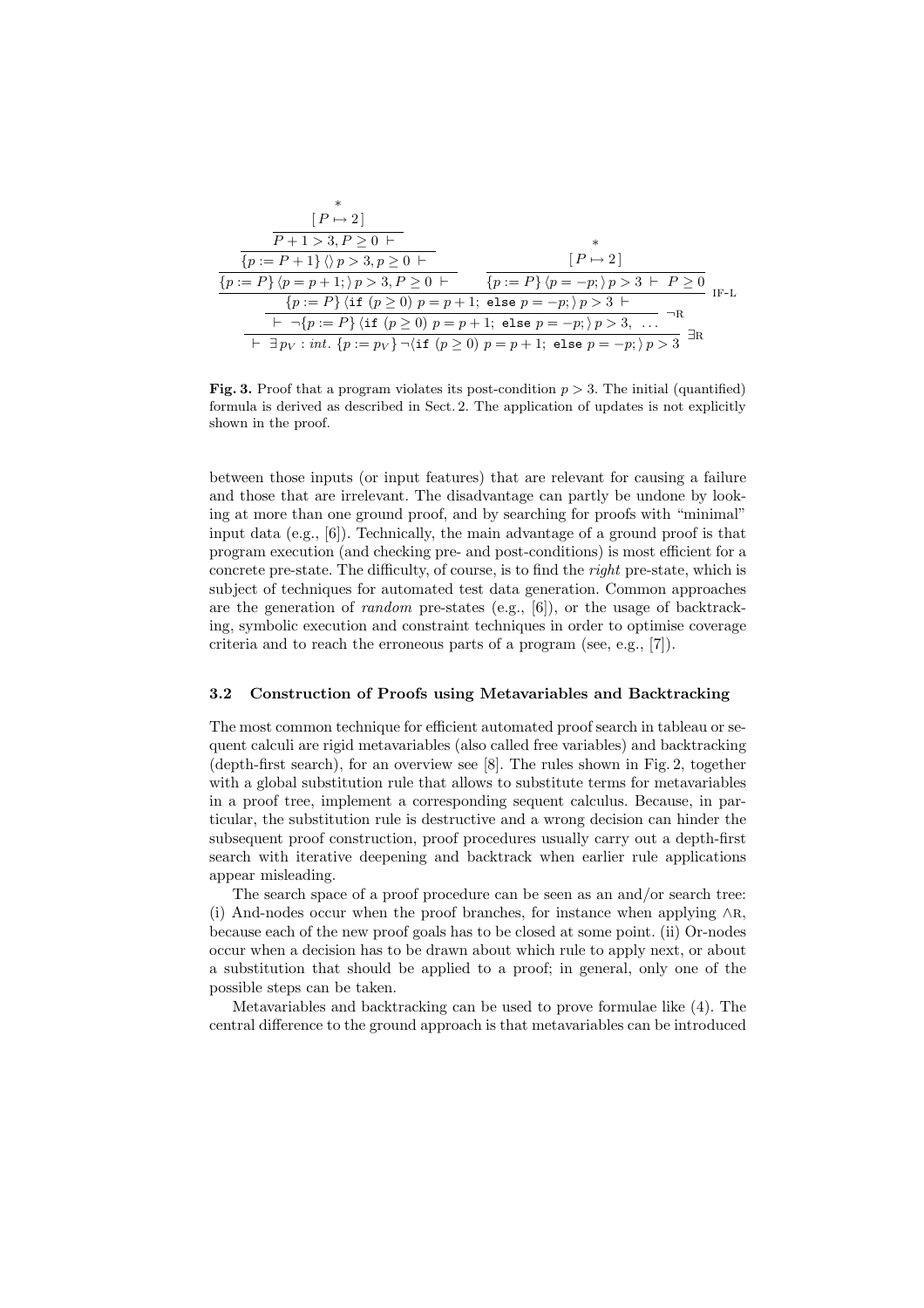$$
\dfrac{\dfrac{\dfrac{\dfrac{\dfrac{*}{[\,P \mapsto 2\,]}}{P+1>3, P\geq 0 \;\vdash}}{\{p := P+1\}\,\langle\rangle\, p>3, p\geq 0 \;\vdash}}{\{p := P\}\,\langle p=p+1;\rangle\, p>3, P\geq 0 \;\vdash} \qquad \dfrac{\dfrac{*}{[\,P \mapsto 2\,]}}{\{p := P\}\,\langle p=-p;\rangle\, p>3 \;\vdash\; P\geq 0}}{\dfrac{\{p := P\}\,\langle \texttt{if}\ (p\geq 0)\ p=p+1;\ \texttt{else}\ p=-p;\rangle\, p>3 \;\vdash}{\dfrac{\vdash\; \neg\{p := P\}\,\langle \texttt{if}\ (p\geq 0)\ p=p+1;\ \texttt{else}\ p=-p;\rangle\, p>3,\ \ldots}{\vdash\; \exists p_V : int.\ \{p := p_V\}\,\neg\langle \texttt{if}\ (p\geq 0)\ p=p+1;\ \texttt{else}\ p=-p;\rangle\, p>3}\ \exists\textsc{r}}\ \neg\textsc{r}}\ \textsc{if-l}
$$

**Fig. 3.** Proof that a program violates its post-condition $p > 3$. The initial (quantified) formula is derived as described in Sect. 2. The application of updates is not explicitly shown in the proof.

between those inputs (or input features) that are relevant for causing a failure and those that are irrelevant. The disadvantage can partly be undone by looking at more than one ground proof, and by searching for proofs with "minimal" input data (e.g., [6]). Technically, the main advantage of a ground proof is that program execution (and checking pre- and post-conditions) is most efficient for a concrete pre-state. The difficulty, of course, is to find the *right* pre-state, which is subject of techniques for automated test data generation. Common approaches are the generation of *random* pre-states (e.g., [6]), or the usage of backtracking, symbolic execution and constraint techniques in order to optimise coverage criteria and to reach the erroneous parts of a program (see, e.g., [7]).

### 3.2 Construction of Proofs using Metavariables and Backtracking

The most common technique for efficient automated proof search in tableau or sequent calculi are rigid metavariables (also called free variables) and backtracking (depth-first search), for an overview see [8]. The rules shown in Fig. 2, together with a global substitution rule that allows to substitute terms for metavariables in a proof tree, implement a corresponding sequent calculus. Because, in particular, the substitution rule is destructive and a wrong decision can hinder the subsequent proof construction, proof procedures usually carry out a depth-first search with iterative deepening and backtrack when earlier rule applications appear misleading.

The search space of a proof procedure can be seen as an and/or search tree: (i) And-nodes occur when the proof branches, for instance when applying $\wedge$R, because each of the new proof goals has to be closed at some point. (ii) Or-nodes occur when a decision has to be drawn about which rule to apply next, or about a substitution that should be applied to a proof; in general, only one of the possible steps can be taken.

Metavariables and backtracking can be used to prove formulae like (4). The central difference to the ground approach is that metavariables can be introduced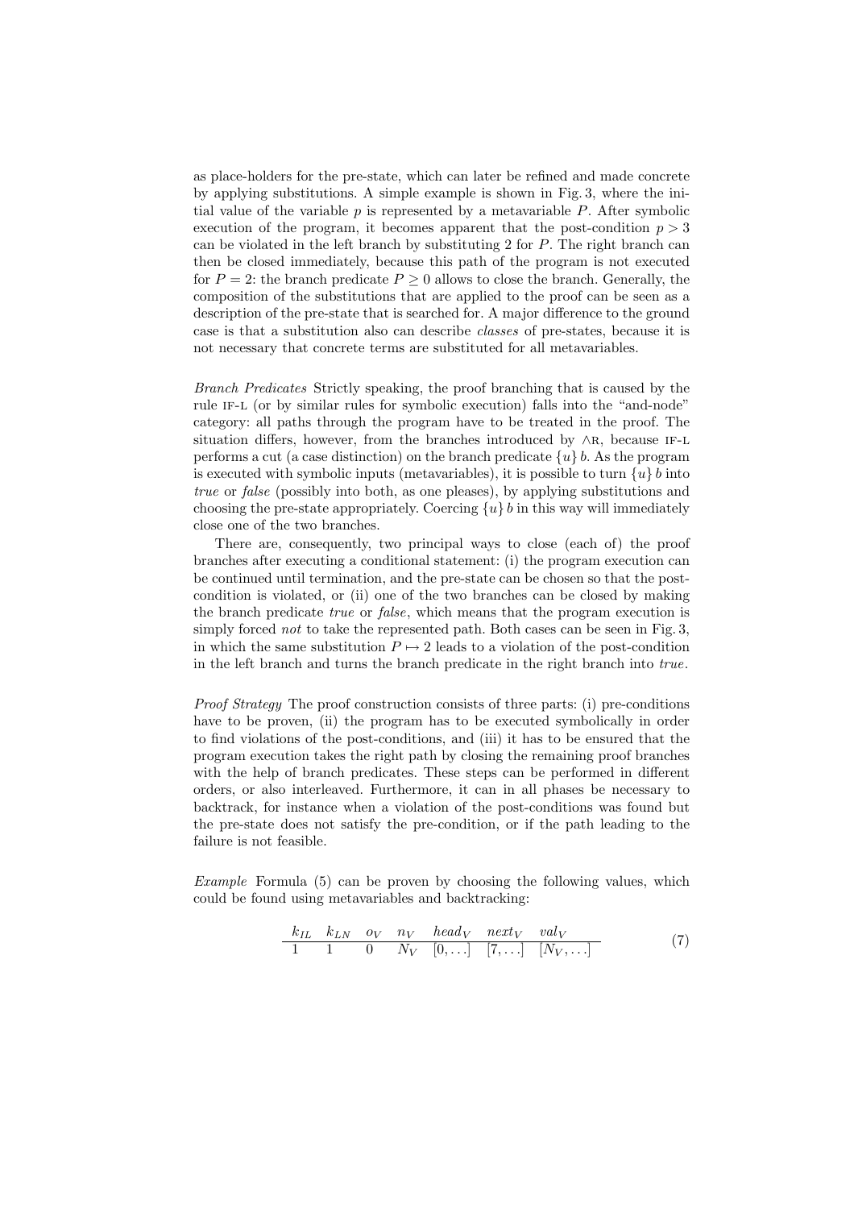as place-holders for the pre-state, which can later be refined and made concrete by applying substitutions. A simple example is shown in Fig. 3, where the initial value of the variable $p$ is represented by a metavariable $P$. After symbolic execution of the program, it becomes apparent that the post-condition $p > 3$ can be violated in the left branch by substituting 2 for $P$. The right branch can then be closed immediately, because this path of the program is not executed for $P = 2$: the branch predicate $P \geq 0$ allows to close the branch. Generally, the composition of the substitutions that are applied to the proof can be seen as a description of the pre-state that is searched for. A major difference to the ground case is that a substitution also can describe *classes* of pre-states, because it is not necessary that concrete terms are substituted for all metavariables.

*Branch Predicates* Strictly speaking, the proof branching that is caused by the rule IF-L (or by similar rules for symbolic execution) falls into the "and-node" category: all paths through the program have to be treated in the proof. The situation differs, however, from the branches introduced by $\wedge$R, because IF-L performs a cut (a case distinction) on the branch predicate $\{u\}\, b$. As the program is executed with symbolic inputs (metavariables), it is possible to turn $\{u\}\, b$ into *true* or *false* (possibly into both, as one pleases), by applying substitutions and choosing the pre-state appropriately. Coercing $\{u\}\, b$ in this way will immediately close one of the two branches.

There are, consequently, two principal ways to close (each of) the proof branches after executing a conditional statement: (i) the program execution can be continued until termination, and the pre-state can be chosen so that the post-condition is violated, or (ii) one of the two branches can be closed by making the branch predicate *true* or *false*, which means that the program execution is simply forced *not* to take the represented path. Both cases can be seen in Fig. 3, in which the same substitution $P \mapsto 2$ leads to a violation of the post-condition in the left branch and turns the branch predicate in the right branch into *true*.

*Proof Strategy* The proof construction consists of three parts: (i) pre-conditions have to be proven, (ii) the program has to be executed symbolically in order to find violations of the post-conditions, and (iii) it has to be ensured that the program execution takes the right path by closing the remaining proof branches with the help of branch predicates. These steps can be performed in different orders, or also interleaved. Furthermore, it can in all phases be necessary to backtrack, for instance when a violation of the post-conditions was found but the pre-state does not satisfy the pre-condition, or if the path leading to the failure is not feasible.

*Example* Formula (5) can be proven by choosing the following values, which could be found using metavariables and backtracking:

| $k_{IL}$ | $k_{LN}$ | $o_V$ | $n_V$ | $head_V$ | $next_V$ | $val_V$ |
|---|---|---|---|---|---|---|
| 1 | 1 | 0 | $N_V$ | $[0, \ldots]$ | $[7, \ldots]$ | $[N_V, \ldots]$ |

(7)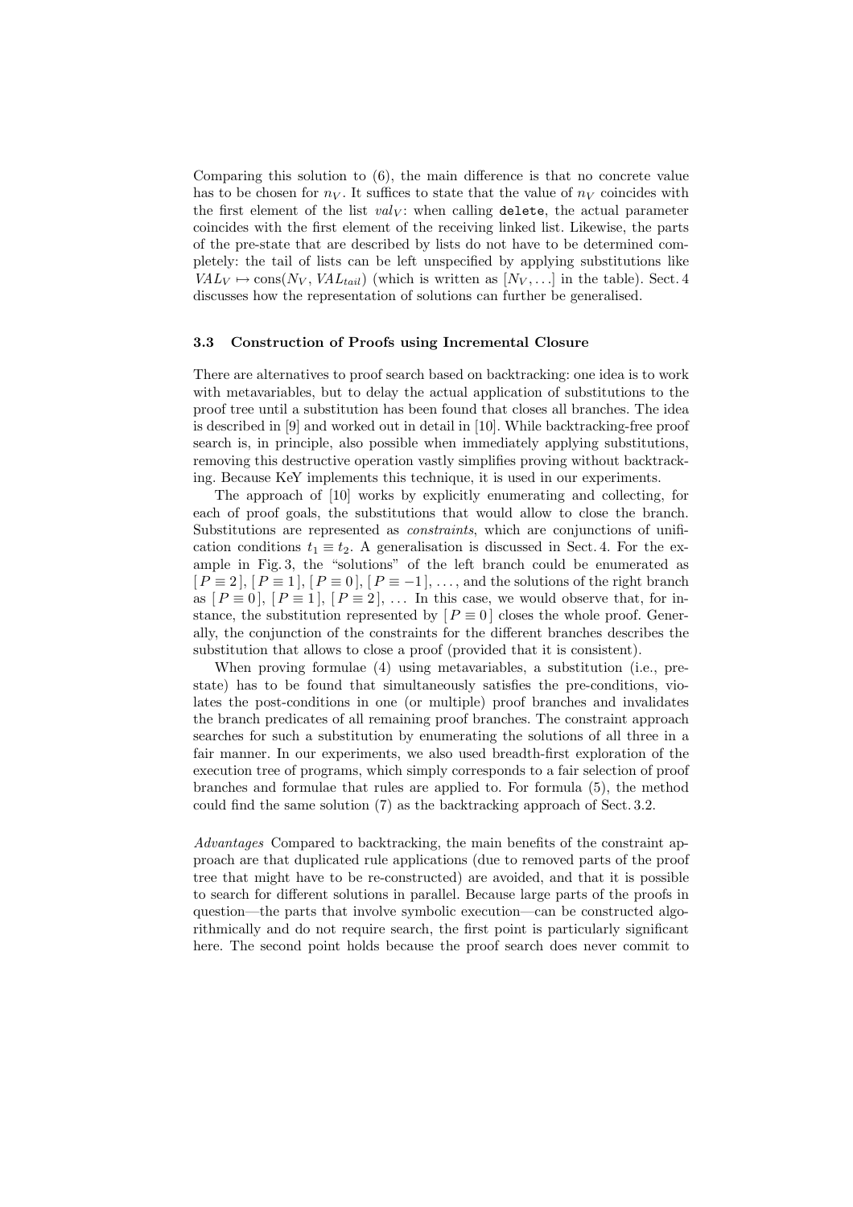Comparing this solution to (6), the main difference is that no concrete value has to be chosen for $n_V$. It suffices to state that the value of $n_V$ coincides with the first element of the list $val_V$: when calling `delete`, the actual parameter coincides with the first element of the receiving linked list. Likewise, the parts of the pre-state that are described by lists do not have to be determined completely: the tail of lists can be left unspecified by applying substitutions like $VAL_V \mapsto \text{cons}(N_V, VAL_{tail})$ (which is written as $[N_V, \ldots]$ in the table). Sect. 4 discusses how the representation of solutions can further be generalised.

### 3.3 Construction of Proofs using Incremental Closure

There are alternatives to proof search based on backtracking: one idea is to work with metavariables, but to delay the actual application of substitutions to the proof tree until a substitution has been found that closes all branches. The idea is described in [9] and worked out in detail in [10]. While backtracking-free proof search is, in principle, also possible when immediately applying substitutions, removing this destructive operation vastly simplifies proving without backtracking. Because KeY implements this technique, it is used in our experiments.

The approach of [10] works by explicitly enumerating and collecting, for each of proof goals, the substitutions that would allow to close the branch. Substitutions are represented as *constraints*, which are conjunctions of unification conditions $t_1 \equiv t_2$. A generalisation is discussed in Sect. 4. For the example in Fig. 3, the "solutions" of the left branch could be enumerated as $[\, P \equiv 2 \,]$, $[\, P \equiv 1 \,]$, $[\, P \equiv 0 \,]$, $[\, P \equiv -1 \,]$, …, and the solutions of the right branch as $[\, P \equiv 0 \,]$, $[\, P \equiv 1 \,]$, $[\, P \equiv 2 \,]$, … In this case, we would observe that, for instance, the substitution represented by $[\, P \equiv 0 \,]$ closes the whole proof. Generally, the conjunction of the constraints for the different branches describes the substitution that allows to close a proof (provided that it is consistent).

When proving formulae (4) using metavariables, a substitution (i.e., pre-state) has to be found that simultaneously satisfies the pre-conditions, violates the post-conditions in one (or multiple) proof branches and invalidates the branch predicates of all remaining proof branches. The constraint approach searches for such a substitution by enumerating the solutions of all three in a fair manner. In our experiments, we also used breadth-first exploration of the execution tree of programs, which simply corresponds to a fair selection of proof branches and formulae that rules are applied to. For formula (5), the method could find the same solution (7) as the backtracking approach of Sect. 3.2.

*Advantages* Compared to backtracking, the main benefits of the constraint approach are that duplicated rule applications (due to removed parts of the proof tree that might have to be re-constructed) are avoided, and that it is possible to search for different solutions in parallel. Because large parts of the proofs in question—the parts that involve symbolic execution—can be constructed algorithmically and do not require search, the first point is particularly significant here. The second point holds because the proof search does never commit to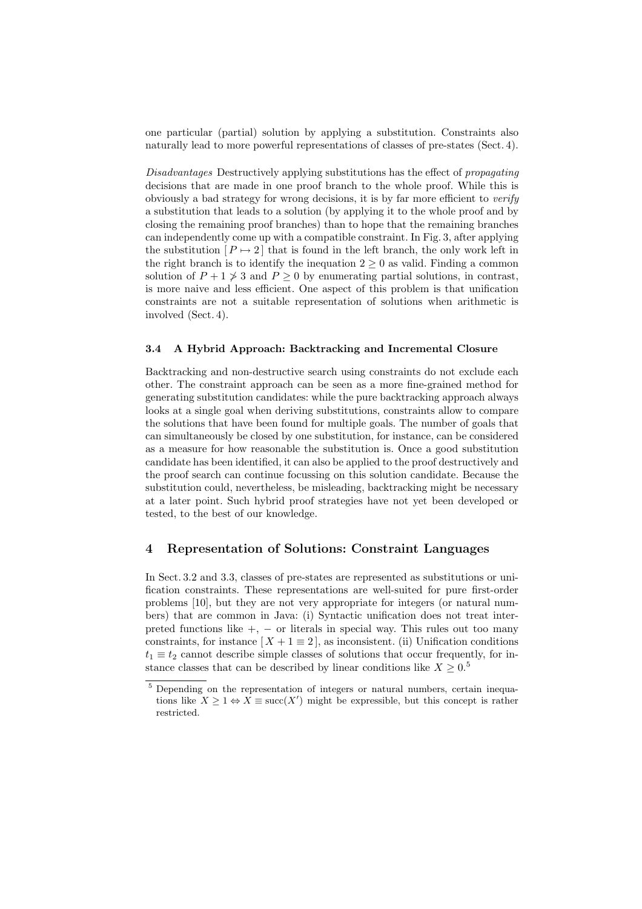one particular (partial) solution by applying a substitution. Constraints also naturally lead to more powerful representations of classes of pre-states (Sect. 4).

*Disadvantages* Destructively applying substitutions has the effect of *propagating* decisions that are made in one proof branch to the whole proof. While this is obviously a bad strategy for wrong decisions, it is by far more efficient to *verify* a substitution that leads to a solution (by applying it to the whole proof and by closing the remaining proof branches) than to hope that the remaining branches can independently come up with a compatible constraint. In Fig. 3, after applying the substitution $[P \mapsto 2]$ that is found in the left branch, the only work left in the right branch is to identify the inequation $2 \geq 0$ as valid. Finding a common solution of $P + 1 \not\geq 3$ and $P \geq 0$ by enumerating partial solutions, in contrast, is more naive and less efficient. One aspect of this problem is that unification constraints are not a suitable representation of solutions when arithmetic is involved (Sect. 4).

### 3.4 A Hybrid Approach: Backtracking and Incremental Closure

Backtracking and non-destructive search using constraints do not exclude each other. The constraint approach can be seen as a more fine-grained method for generating substitution candidates: while the pure backtracking approach always looks at a single goal when deriving substitutions, constraints allow to compare the solutions that have been found for multiple goals. The number of goals that can simultaneously be closed by one substitution, for instance, can be considered as a measure for how reasonable the substitution is. Once a good substitution candidate has been identified, it can also be applied to the proof destructively and the proof search can continue focussing on this solution candidate. Because the substitution could, nevertheless, be misleading, backtracking might be necessary at a later point. Such hybrid proof strategies have not yet been developed or tested, to the best of our knowledge.

## 4 Representation of Solutions: Constraint Languages

In Sect. 3.2 and 3.3, classes of pre-states are represented as substitutions or unification constraints. These representations are well-suited for pure first-order problems [10], but they are not very appropriate for integers (or natural numbers) that are common in Java: (i) Syntactic unification does not treat interpreted functions like $+$, $-$ or literals in special way. This rules out too many constraints, for instance $[X + 1 \equiv 2]$, as inconsistent. (ii) Unification conditions $t_1 \equiv t_2$ cannot describe simple classes of solutions that occur frequently, for instance classes that can be described by linear conditions like $X \geq 0$.[5]

[5] Depending on the representation of integers or natural numbers, certain inequations like $X \geq 1 \Leftrightarrow X \equiv \mathrm{succ}(X')$ might be expressible, but this concept is rather restricted.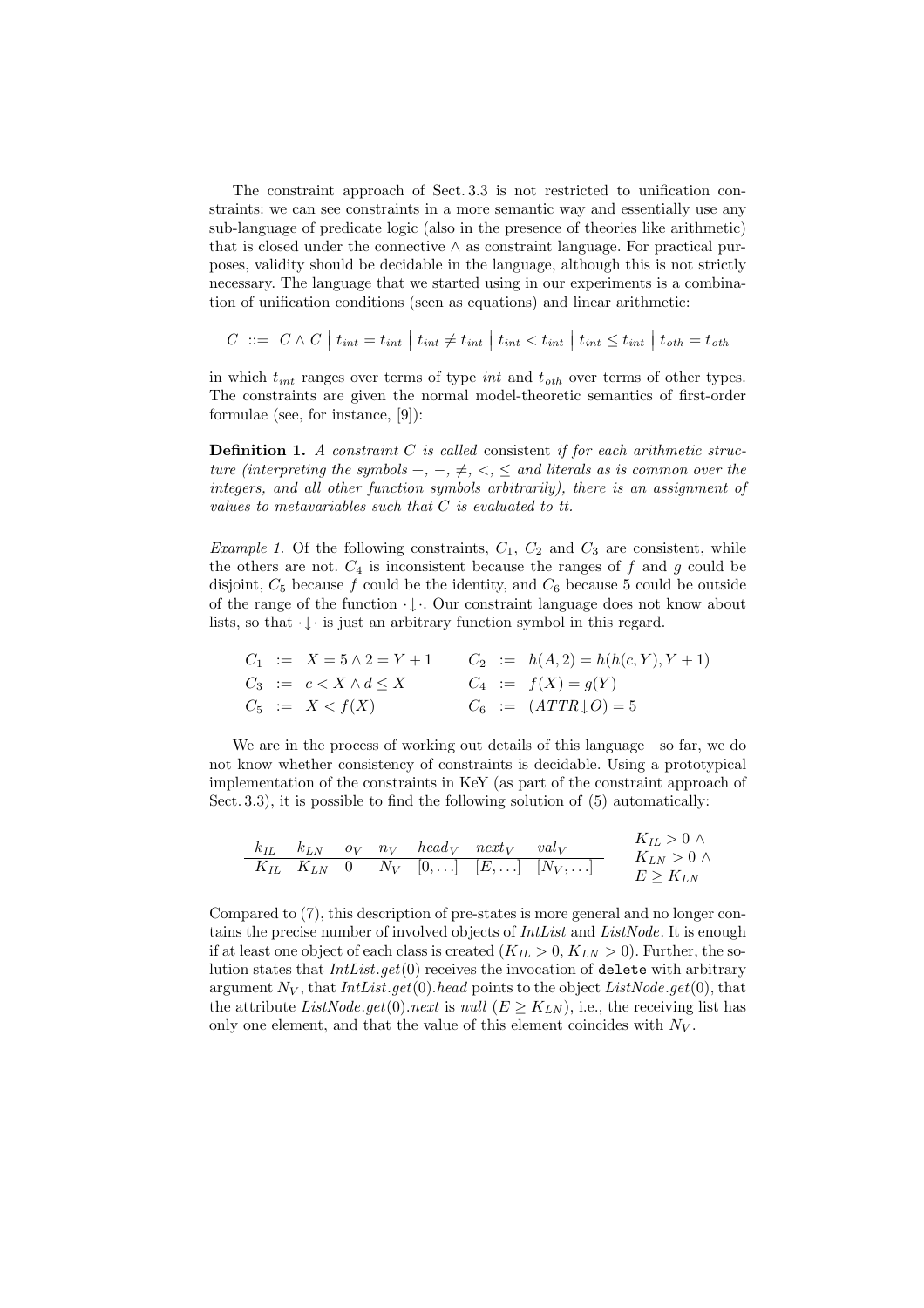The constraint approach of Sect. 3.3 is not restricted to unification constraints: we can see constraints in a more semantic way and essentially use any sub-language of predicate logic (also in the presence of theories like arithmetic) that is closed under the connective $\wedge$ as constraint language. For practical purposes, validity should be decidable in the language, although this is not strictly necessary. The language that we started using in our experiments is a combination of unification conditions (seen as equations) and linear arithmetic:

$$C \ ::= \ C \wedge C \ \big| \ t_{int} = t_{int} \ \big| \ t_{int} \neq t_{int} \ \big| \ t_{int} < t_{int} \ \big| \ t_{int} \leq t_{int} \ \big| \ t_{oth} = t_{oth}$$

in which $t_{int}$ ranges over terms of type *int* and $t_{oth}$ over terms of other types. The constraints are given the normal model-theoretic semantics of first-order formulae (see, for instance, [9]):

**Definition 1.** *A constraint $C$ is called* consistent *if for each arithmetic structure (interpreting the symbols $+, -, \neq, <, \leq$ and literals as is common over the integers, and all other function symbols arbitrarily), there is an assignment of values to metavariables such that $C$ is evaluated to tt.*

*Example 1.* Of the following constraints, $C_1$, $C_2$ and $C_3$ are consistent, while the others are not. $C_4$ is inconsistent because the ranges of $f$ and $g$ could be disjoint, $C_5$ because $f$ could be the identity, and $C_6$ because 5 could be outside of the range of the function $\cdot\downarrow\cdot$. Our constraint language does not know about lists, so that $\cdot\downarrow\cdot$ is just an arbitrary function symbol in this regard.

$$\begin{aligned}
C_1 &:= X = 5 \wedge 2 = Y + 1 & C_2 &:= h(A, 2) = h(h(c, Y), Y + 1) \\
C_3 &:= c < X \wedge d \leq X & C_4 &:= f(X) = g(Y) \\
C_5 &:= X < f(X) & C_6 &:= (ATTR\downarrow O) = 5
\end{aligned}$$

We are in the process of working out details of this language—so far, we do not know whether consistency of constraints is decidable. Using a prototypical implementation of the constraints in KeY (as part of the constraint approach of Sect. 3.3), it is possible to find the following solution of (5) automatically:

| $k_{IL}$ | $k_{LN}$ | $o_V$ | $n_V$ | $head_V$ | $next_V$ | $val_V$ |
|---|---|---|---|---|---|---|
| $K_{IL}$ | $K_{LN}$ | $0$ | $N_V$ | $[0, \ldots]$ | $[E, \ldots]$ | $[N_V, \ldots]$ |

$$K_{IL} > 0 \wedge K_{LN} > 0 \wedge E \geq K_{LN}$$

Compared to (7), this description of pre-states is more general and no longer contains the precise number of involved objects of *IntList* and *ListNode*. It is enough if at least one object of each class is created ($K_{IL} > 0$, $K_{LN} > 0$). Further, the solution states that *IntList.get*(0) receives the invocation of `delete` with arbitrary argument $N_V$, that *IntList.get*(0)*.head* points to the object *ListNode.get*(0), that the attribute *ListNode.get*(0)*.next* is *null* ($E \geq K_{LN}$), i.e., the receiving list has only one element, and that the value of this element coincides with $N_V$.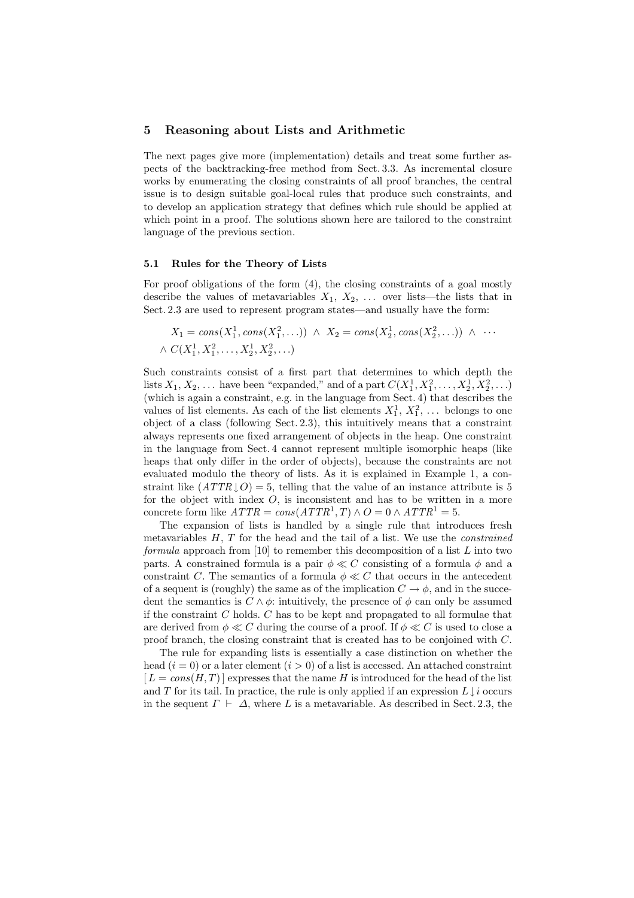## 5 Reasoning about Lists and Arithmetic

The next pages give more (implementation) details and treat some further aspects of the backtracking-free method from Sect. 3.3. As incremental closure works by enumerating the closing constraints of all proof branches, the central issue is to design suitable goal-local rules that produce such constraints, and to develop an application strategy that defines which rule should be applied at which point in a proof. The solutions shown here are tailored to the constraint language of the previous section.

### 5.1 Rules for the Theory of Lists

For proof obligations of the form (4), the closing constraints of a goal mostly describe the values of metavariables $X_1$, $X_2$, ... over lists—the lists that in Sect. 2.3 are used to represent program states—and usually have the form:

$$X_1 = cons(X_1^1, cons(X_1^2, \ldots)) \;\wedge\; X_2 = cons(X_2^1, cons(X_2^2, \ldots)) \;\wedge\; \cdots$$
$$\wedge\; C(X_1^1, X_1^2, \ldots, X_2^1, X_2^2, \ldots)$$

Such constraints consist of a first part that determines to which depth the lists $X_1, X_2, \ldots$ have been "expanded," and of a part $C(X_1^1, X_1^2, \ldots, X_2^1, X_2^2, \ldots)$ (which is again a constraint, e.g. in the language from Sect. 4) that describes the values of list elements. As each of the list elements $X_1^1$, $X_1^2$, ... belongs to one object of a class (following Sect. 2.3), this intuitively means that a constraint always represents one fixed arrangement of objects in the heap. One constraint in the language from Sect. 4 cannot represent multiple isomorphic heaps (like heaps that only differ in the order of objects), because the constraints are not evaluated modulo the theory of lists. As it is explained in Example 1, a constraint like $(ATTR \downarrow O) = 5$, telling that the value of an instance attribute is 5 for the object with index $O$, is inconsistent and has to be written in a more concrete form like $ATTR = cons(ATTR^1, T) \wedge O = 0 \wedge ATTR^1 = 5$.

The expansion of lists is handled by a single rule that introduces fresh metavariables $H$, $T$ for the head and the tail of a list. We use the *constrained formula* approach from [10] to remember this decomposition of a list $L$ into two parts. A constrained formula is a pair $\phi \ll C$ consisting of a formula $\phi$ and a constraint $C$. The semantics of a formula $\phi \ll C$ that occurs in the antecedent of a sequent is (roughly) the same as of the implication $C \rightarrow \phi$, and in the succedent the semantics is $C \wedge \phi$: intuitively, the presence of $\phi$ can only be assumed if the constraint $C$ holds. $C$ has to be kept and propagated to all formulae that are derived from $\phi \ll C$ during the course of a proof. If $\phi \ll C$ is used to close a proof branch, the closing constraint that is created has to be conjoined with $C$.

The rule for expanding lists is essentially a case distinction on whether the head ($i = 0$) or a later element ($i > 0$) of a list is accessed. An attached constraint $[\, L = cons(H, T)\, ]$ expresses that the name $H$ is introduced for the head of the list and $T$ for its tail. In practice, the rule is only applied if an expression $L \downarrow i$ occurs in the sequent $\Gamma \vdash \Delta$, where $L$ is a metavariable. As described in Sect. 2.3, the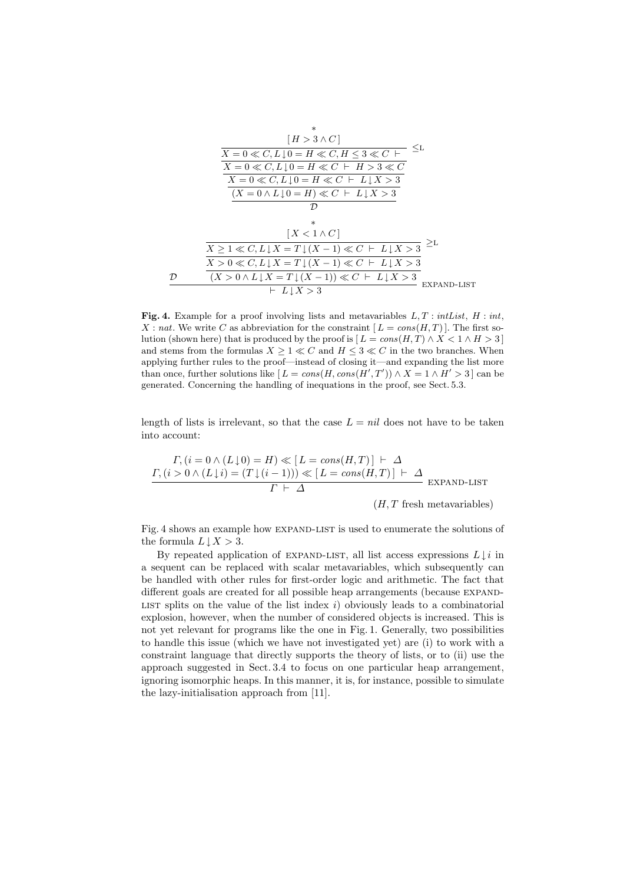$$
\dfrac{
\dfrac{
\dfrac{
\dfrac{
\dfrac{\overset{*}{[\,H > 3 \wedge C\,]}}{X = 0 \ll C, L\!\downarrow\!0 = H \ll C, H \leq 3 \ll C \;\vdash\;}\;\leq_{\mathrm{L}}
}{X = 0 \ll C, L\!\downarrow\!0 = H \ll C \;\vdash\; H > 3 \ll C}
}{X = 0 \ll C, L\!\downarrow\!0 = H \ll C \;\vdash\; L\!\downarrow\!X > 3}
}{(X = 0 \wedge L\!\downarrow\!0 = H) \ll C \;\vdash\; L\!\downarrow\!X > 3}
}{\mathcal{D}}
$$

$$
\dfrac{
\mathcal{D}
\qquad
\dfrac{
\dfrac{
\dfrac{\overset{*}{[\,X < 1 \wedge C\,]}}{X \geq 1 \ll C, L\!\downarrow\!X = T\!\downarrow\!(X-1) \ll C \;\vdash\; L\!\downarrow\!X > 3}\;\geq_{\mathrm{L}}
}{X > 0 \ll C, L\!\downarrow\!X = T\!\downarrow\!(X-1) \ll C \;\vdash\; L\!\downarrow\!X > 3}
}{(X > 0 \wedge L\!\downarrow\!X = T\!\downarrow\!(X-1)) \ll C \;\vdash\; L\!\downarrow\!X > 3}
}{\vdash\; L\!\downarrow\!X > 3}\;\textsc{expand-list}
$$

**Fig. 4.** Example for a proof involving lists and metavariables $L, T : intList$, $H : int$, $X : nat$. We write $C$ as abbreviation for the constraint $[\,L = cons(H,T)\,]$. The first solution (shown here) that is produced by the proof is $[\,L = cons(H,T) \wedge X < 1 \wedge H > 3\,]$ and stems from the formulas $X \geq 1 \ll C$ and $H \leq 3 \ll C$ in the two branches. When applying further rules to the proof—instead of closing it—and expanding the list more than once, further solutions like $[\,L = cons(H, cons(H', T')) \wedge X = 1 \wedge H' > 3\,]$ can be generated. Concerning the handling of inequations in the proof, see Sect. 5.3.

length of lists is irrelevant, so that the case $L = nil$ does not have to be taken into account:

$$
\dfrac{
\begin{array}{c}
\Gamma, (i = 0 \wedge (L\!\downarrow\!0) = H) \ll [\,L = cons(H,T)\,] \;\vdash\; \Delta \\
\Gamma, (i > 0 \wedge (L\!\downarrow\!i) = (T\!\downarrow\!(i-1))) \ll [\,L = cons(H,T)\,] \;\vdash\; \Delta
\end{array}
}{\Gamma \;\vdash\; \Delta}\;\textsc{expand-list}
$$

($H, T$ fresh metavariables)

Fig. 4 shows an example how EXPAND-LIST is used to enumerate the solutions of the formula $L\!\downarrow\!X > 3$.

By repeated application of EXPAND-LIST, all list access expressions $L\!\downarrow\!i$ in a sequent can be replaced with scalar metavariables, which subsequently can be handled with other rules for first-order logic and arithmetic. The fact that different goals are created for all possible heap arrangements (because EXPAND-LIST splits on the value of the list index $i$) obviously leads to a combinatorial explosion, however, when the number of considered objects is increased. This is not yet relevant for programs like the one in Fig. 1. Generally, two possibilities to handle this issue (which we have not investigated yet) are (i) to work with a constraint language that directly supports the theory of lists, or to (ii) use the approach suggested in Sect. 3.4 to focus on one particular heap arrangement, ignoring isomorphic heaps. In this manner, it is, for instance, possible to simulate the lazy-initialisation approach from [11].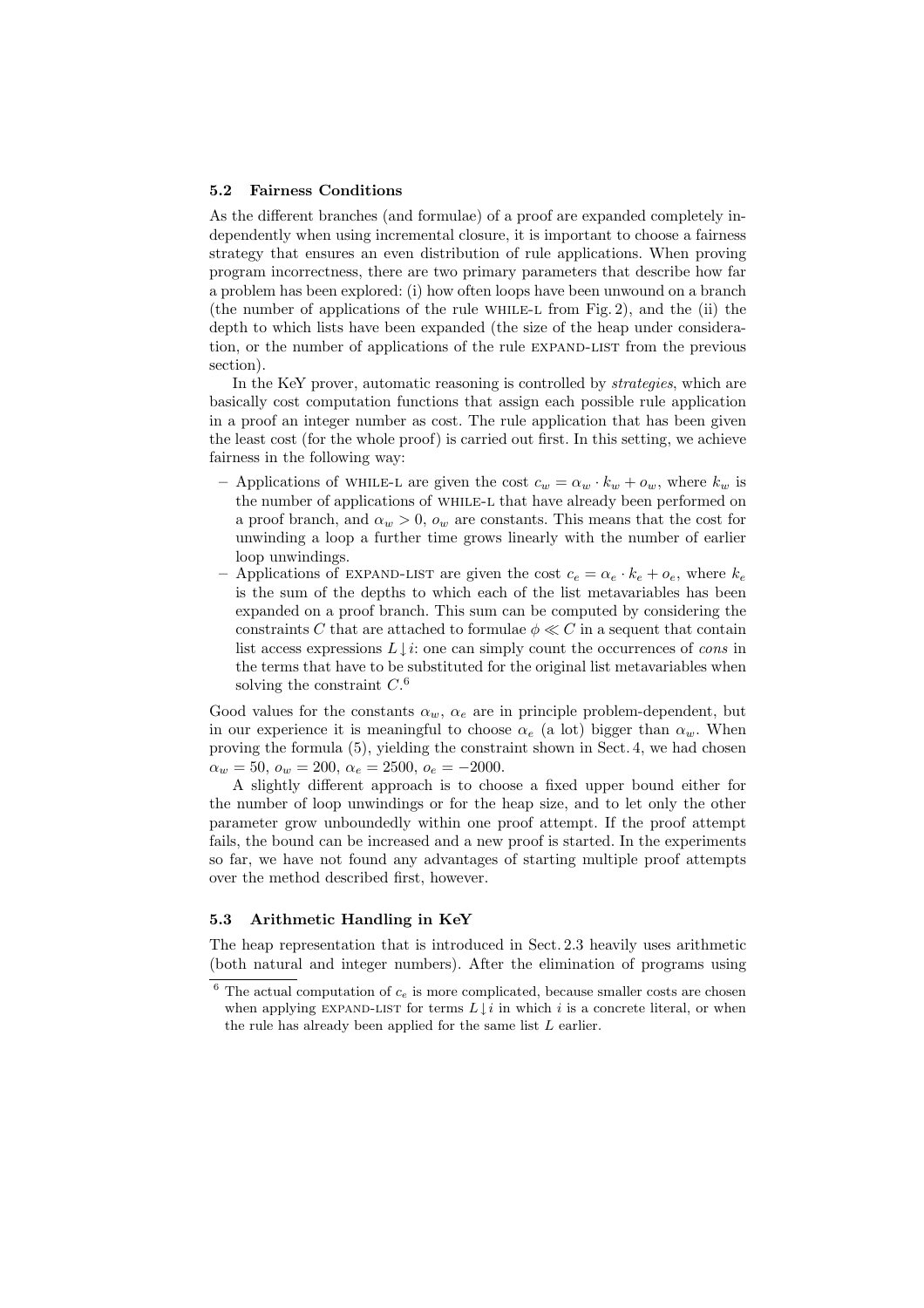### 5.2 Fairness Conditions

As the different branches (and formulae) of a proof are expanded completely independently when using incremental closure, it is important to choose a fairness strategy that ensures an even distribution of rule applications. When proving program incorrectness, there are two primary parameters that describe how far a problem has been explored: (i) how often loops have been unwound on a branch (the number of applications of the rule WHILE-L from Fig. 2), and the (ii) the depth to which lists have been expanded (the size of the heap under consideration, or the number of applications of the rule EXPAND-LIST from the previous section).

In the KeY prover, automatic reasoning is controlled by *strategies*, which are basically cost computation functions that assign each possible rule application in a proof an integer number as cost. The rule application that has been given the least cost (for the whole proof) is carried out first. In this setting, we achieve fairness in the following way:

- Applications of WHILE-L are given the cost $c_w = \alpha_w \cdot k_w + o_w$, where $k_w$ is the number of applications of WHILE-L that have already been performed on a proof branch, and $\alpha_w > 0$, $o_w$ are constants. This means that the cost for unwinding a loop a further time grows linearly with the number of earlier loop unwindings.
- Applications of EXPAND-LIST are given the cost $c_e = \alpha_e \cdot k_e + o_e$, where $k_e$ is the sum of the depths to which each of the list metavariables has been expanded on a proof branch. This sum can be computed by considering the constraints $C$ that are attached to formulae $\phi \ll C$ in a sequent that contain list access expressions $L \downarrow i$: one can simply count the occurrences of *cons* in the terms that have to be substituted for the original list metavariables when solving the constraint $C$.[6]

Good values for the constants $\alpha_w$, $\alpha_e$ are in principle problem-dependent, but in our experience it is meaningful to choose $\alpha_e$ (a lot) bigger than $\alpha_w$. When proving the formula (5), yielding the constraint shown in Sect. 4, we had chosen $\alpha_w = 50$, $o_w = 200$, $\alpha_e = 2500$, $o_e = -2000$.

A slightly different approach is to choose a fixed upper bound either for the number of loop unwindings or for the heap size, and to let only the other parameter grow unboundedly within one proof attempt. If the proof attempt fails, the bound can be increased and a new proof is started. In the experiments so far, we have not found any advantages of starting multiple proof attempts over the method described first, however.

### 5.3 Arithmetic Handling in KeY

The heap representation that is introduced in Sect. 2.3 heavily uses arithmetic (both natural and integer numbers). After the elimination of programs using

[6] The actual computation of $c_e$ is more complicated, because smaller costs are chosen when applying EXPAND-LIST for terms $L \downarrow i$ in which $i$ is a concrete literal, or when the rule has already been applied for the same list $L$ earlier.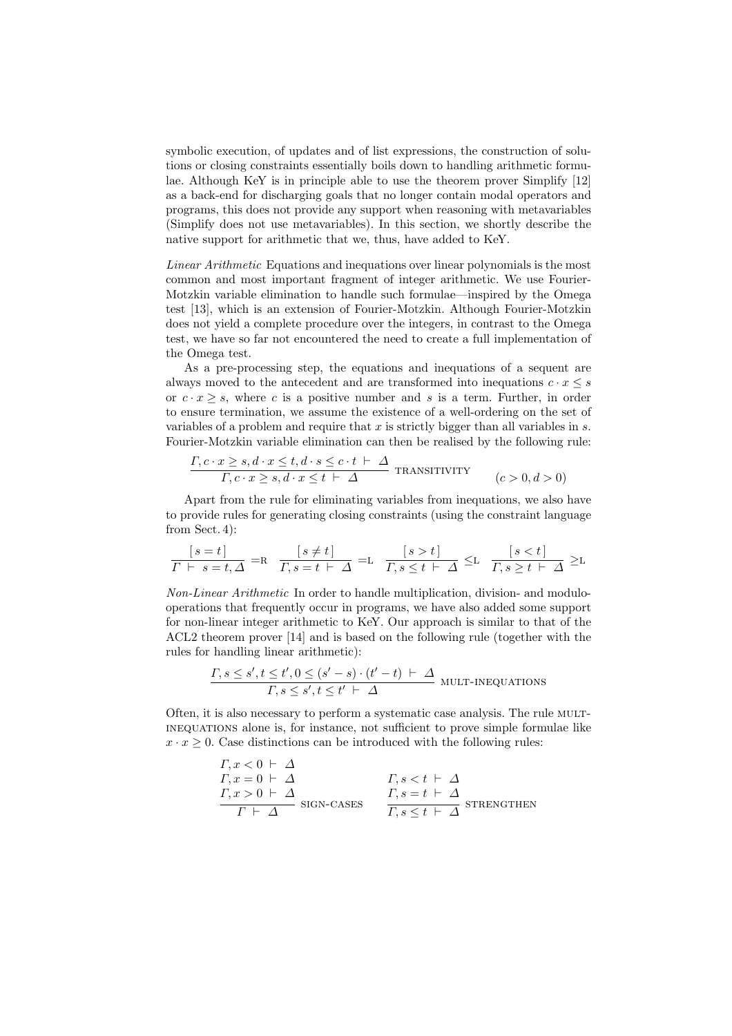symbolic execution, of updates and of list expressions, the construction of solutions or closing constraints essentially boils down to handling arithmetic formulae. Although KeY is in principle able to use the theorem prover Simplify [12] as a back-end for discharging goals that no longer contain modal operators and programs, this does not provide any support when reasoning with metavariables (Simplify does not use metavariables). In this section, we shortly describe the native support for arithmetic that we, thus, have added to KeY.

*Linear Arithmetic* Equations and inequations over linear polynomials is the most common and most important fragment of integer arithmetic. We use Fourier-Motzkin variable elimination to handle such formulae—inspired by the Omega test [13], which is an extension of Fourier-Motzkin. Although Fourier-Motzkin does not yield a complete procedure over the integers, in contrast to the Omega test, we have so far not encountered the need to create a full implementation of the Omega test.

As a pre-processing step, the equations and inequations of a sequent are always moved to the antecedent and are transformed into inequations $c \cdot x \leq s$ or $c \cdot x \geq s$, where $c$ is a positive number and $s$ is a term. Further, in order to ensure termination, we assume the existence of a well-ordering on the set of variables of a problem and require that $x$ is strictly bigger than all variables in $s$. Fourier-Motzkin variable elimination can then be realised by the following rule:

$$\frac{\Gamma, c \cdot x \geq s, d \cdot x \leq t, d \cdot s \leq c \cdot t \ \vdash \ \Delta}{\Gamma, c \cdot x \geq s, d \cdot x \leq t \ \vdash \ \Delta} \ \text{TRANSITIVITY} \qquad (c > 0, d > 0)$$

Apart from the rule for eliminating variables from inequations, we also have to provide rules for generating closing constraints (using the constraint language from Sect. 4):

$$\frac{[\, s = t \,]}{\Gamma \ \vdash \ s = t, \Delta} =\!\text{R} \quad \frac{[\, s \neq t \,]}{\Gamma, s = t \ \vdash \ \Delta} =\!\text{L} \quad \frac{[\, s > t \,]}{\Gamma, s \leq t \ \vdash \ \Delta} \leq\!\text{L} \quad \frac{[\, s < t \,]}{\Gamma, s \geq t \ \vdash \ \Delta} \geq\!\text{L}$$

*Non-Linear Arithmetic* In order to handle multiplication, division- and modulo-operations that frequently occur in programs, we have also added some support for non-linear integer arithmetic to KeY. Our approach is similar to that of the ACL2 theorem prover [14] and is based on the following rule (together with the rules for handling linear arithmetic):

$$\frac{\Gamma, s \leq s', t \leq t', 0 \leq (s' - s) \cdot (t' - t) \ \vdash \ \Delta}{\Gamma, s \leq s', t \leq t' \ \vdash \ \Delta} \ \text{MULT-INEQUATIONS}$$

Often, it is also necessary to perform a systematic case analysis. The rule MULT-INEQUATIONS alone is, for instance, not sufficient to prove simple formulae like $x \cdot x \geq 0$. Case distinctions can be introduced with the following rules:

$$\frac{\Gamma, x < 0 \ \vdash \ \Delta \qquad \Gamma, x = 0 \ \vdash \ \Delta \qquad \Gamma, x > 0 \ \vdash \ \Delta}{\Gamma \ \vdash \ \Delta} \ \text{SIGN-CASES} \qquad \frac{\Gamma, s < t \ \vdash \ \Delta \qquad \Gamma, s = t \ \vdash \ \Delta}{\Gamma, s \leq t \ \vdash \ \Delta} \ \text{STRENGTHEN}$$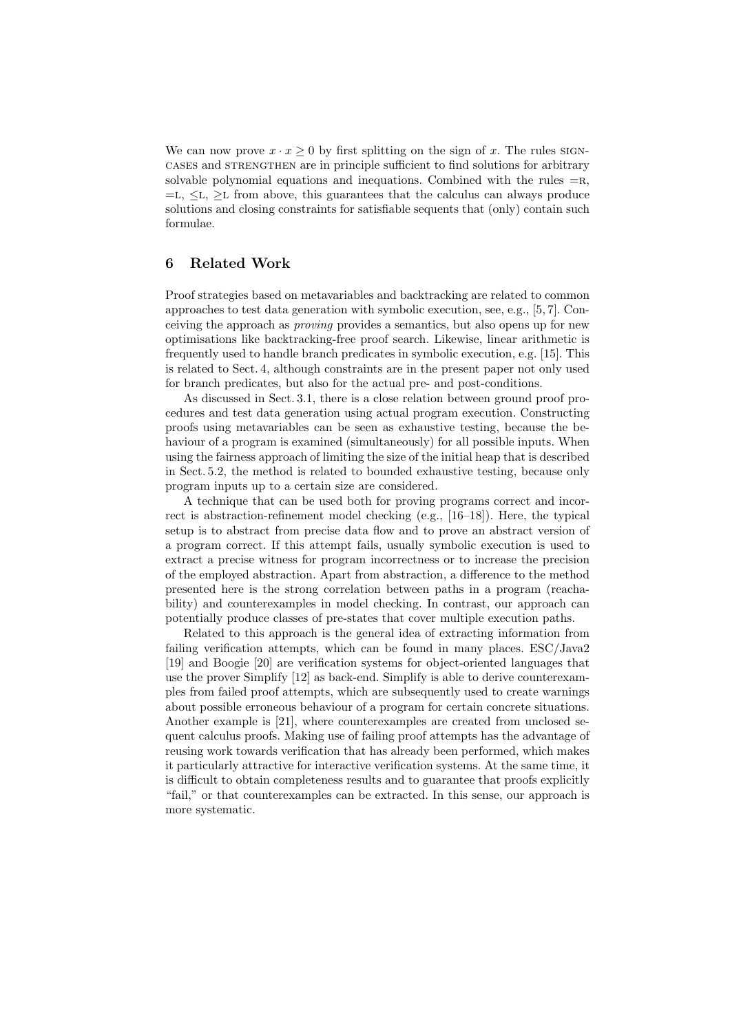We can now prove $x \cdot x \geq 0$ by first splitting on the sign of $x$. The rules SIGN-CASES and STRENGTHEN are in principle sufficient to find solutions for arbitrary solvable polynomial equations and inequations. Combined with the rules $=$R, $=$L, $\leq$L, $\geq$L from above, this guarantees that the calculus can always produce solutions and closing constraints for satisfiable sequents that (only) contain such formulae.

## 6 Related Work

Proof strategies based on metavariables and backtracking are related to common approaches to test data generation with symbolic execution, see, e.g., [5, 7]. Conceiving the approach as *proving* provides a semantics, but also opens up for new optimisations like backtracking-free proof search. Likewise, linear arithmetic is frequently used to handle branch predicates in symbolic execution, e.g. [15]. This is related to Sect. 4, although constraints are in the present paper not only used for branch predicates, but also for the actual pre- and post-conditions.

As discussed in Sect. 3.1, there is a close relation between ground proof procedures and test data generation using actual program execution. Constructing proofs using metavariables can be seen as exhaustive testing, because the behaviour of a program is examined (simultaneously) for all possible inputs. When using the fairness approach of limiting the size of the initial heap that is described in Sect. 5.2, the method is related to bounded exhaustive testing, because only program inputs up to a certain size are considered.

A technique that can be used both for proving programs correct and incorrect is abstraction-refinement model checking (e.g., [16–18]). Here, the typical setup is to abstract from precise data flow and to prove an abstract version of a program correct. If this attempt fails, usually symbolic execution is used to extract a precise witness for program incorrectness or to increase the precision of the employed abstraction. Apart from abstraction, a difference to the method presented here is the strong correlation between paths in a program (reachability) and counterexamples in model checking. In contrast, our approach can potentially produce classes of pre-states that cover multiple execution paths.

Related to this approach is the general idea of extracting information from failing verification attempts, which can be found in many places. ESC/Java2 [19] and Boogie [20] are verification systems for object-oriented languages that use the prover Simplify [12] as back-end. Simplify is able to derive counterexamples from failed proof attempts, which are subsequently used to create warnings about possible erroneous behaviour of a program for certain concrete situations. Another example is [21], where counterexamples are created from unclosed sequent calculus proofs. Making use of failing proof attempts has the advantage of reusing work towards verification that has already been performed, which makes it particularly attractive for interactive verification systems. At the same time, it is difficult to obtain completeness results and to guarantee that proofs explicitly "fail," or that counterexamples can be extracted. In this sense, our approach is more systematic.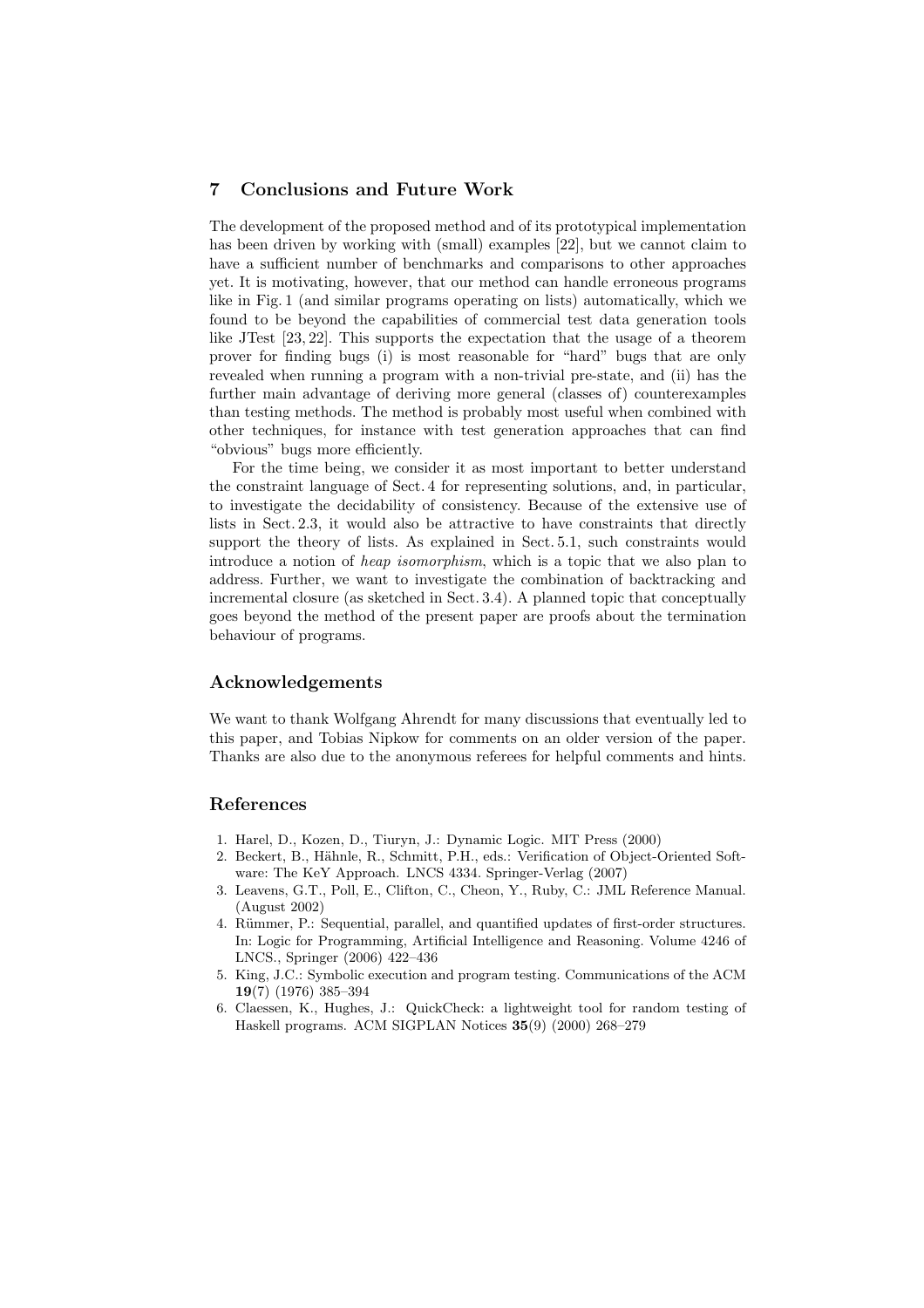## 7 Conclusions and Future Work

The development of the proposed method and of its prototypical implementation has been driven by working with (small) examples [22], but we cannot claim to have a sufficient number of benchmarks and comparisons to other approaches yet. It is motivating, however, that our method can handle erroneous programs like in Fig. 1 (and similar programs operating on lists) automatically, which we found to be beyond the capabilities of commercial test data generation tools like JTest [23, 22]. This supports the expectation that the usage of a theorem prover for finding bugs (i) is most reasonable for "hard" bugs that are only revealed when running a program with a non-trivial pre-state, and (ii) has the further main advantage of deriving more general (classes of) counterexamples than testing methods. The method is probably most useful when combined with other techniques, for instance with test generation approaches that can find "obvious" bugs more efficiently.

For the time being, we consider it as most important to better understand the constraint language of Sect. 4 for representing solutions, and, in particular, to investigate the decidability of consistency. Because of the extensive use of lists in Sect. 2.3, it would also be attractive to have constraints that directly support the theory of lists. As explained in Sect. 5.1, such constraints would introduce a notion of *heap isomorphism*, which is a topic that we also plan to address. Further, we want to investigate the combination of backtracking and incremental closure (as sketched in Sect. 3.4). A planned topic that conceptually goes beyond the method of the present paper are proofs about the termination behaviour of programs.

## Acknowledgements

We want to thank Wolfgang Ahrendt for many discussions that eventually led to this paper, and Tobias Nipkow for comments on an older version of the paper. Thanks are also due to the anonymous referees for helpful comments and hints.

## References

1. Harel, D., Kozen, D., Tiuryn, J.: Dynamic Logic. MIT Press (2000)
2. Beckert, B., Hähnle, R., Schmitt, P.H., eds.: Verification of Object-Oriented Software: The KeY Approach. LNCS 4334. Springer-Verlag (2007)
3. Leavens, G.T., Poll, E., Clifton, C., Cheon, Y., Ruby, C.: JML Reference Manual. (August 2002)
4. Rümmer, P.: Sequential, parallel, and quantified updates of first-order structures. In: Logic for Programming, Artificial Intelligence and Reasoning. Volume 4246 of LNCS., Springer (2006) 422–436
5. King, J.C.: Symbolic execution and program testing. Communications of the ACM **19**(7) (1976) 385–394
6. Claessen, K., Hughes, J.: QuickCheck: a lightweight tool for random testing of Haskell programs. ACM SIGPLAN Notices **35**(9) (2000) 268–279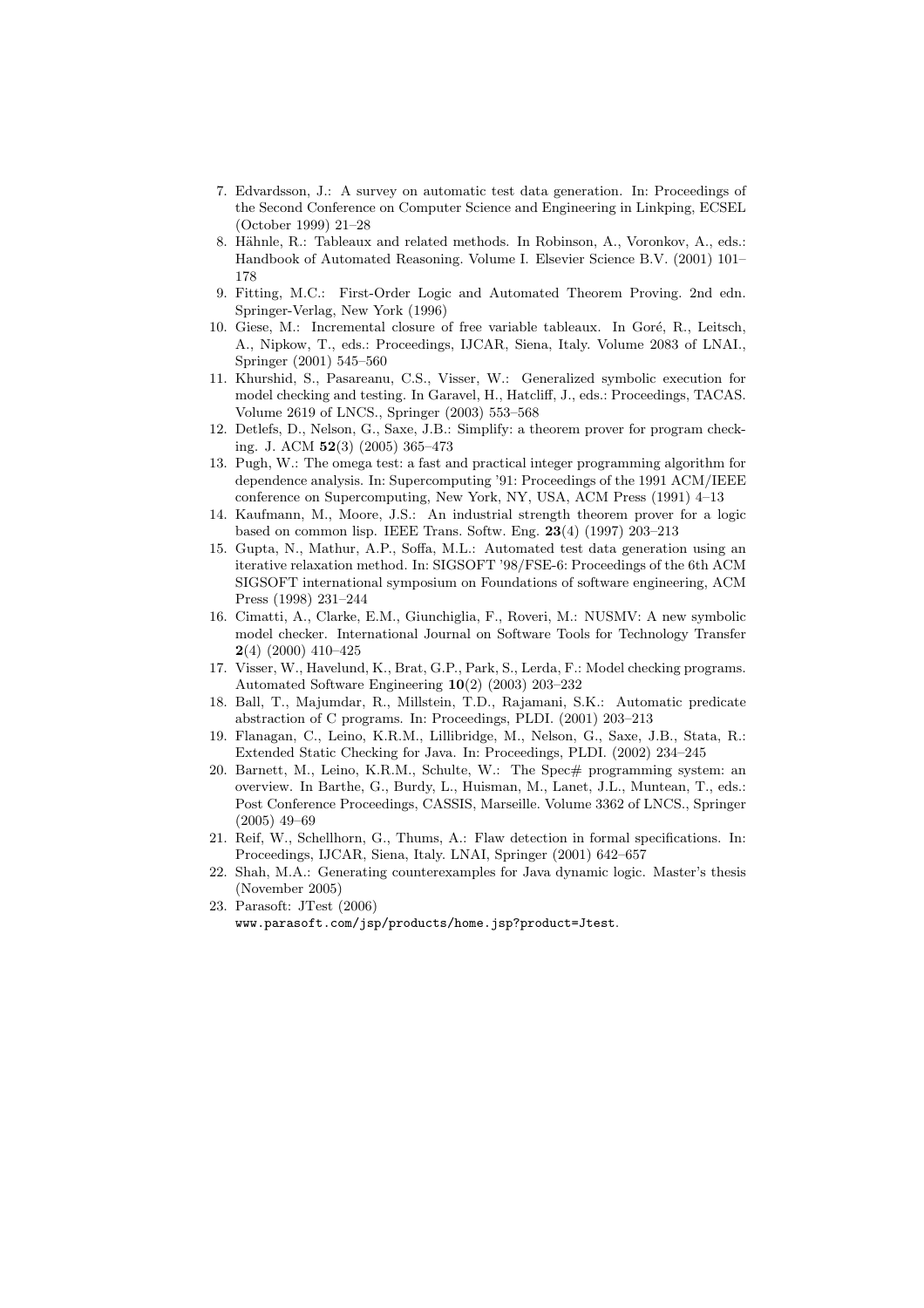7. Edvardsson, J.: A survey on automatic test data generation. In: Proceedings of the Second Conference on Computer Science and Engineering in Linkping, ECSEL (October 1999) 21–28
8. Hähnle, R.: Tableaux and related methods. In Robinson, A., Voronkov, A., eds.: Handbook of Automated Reasoning. Volume I. Elsevier Science B.V. (2001) 101–178
9. Fitting, M.C.: First-Order Logic and Automated Theorem Proving. 2nd edn. Springer-Verlag, New York (1996)
10. Giese, M.: Incremental closure of free variable tableaux. In Goré, R., Leitsch, A., Nipkow, T., eds.: Proceedings, IJCAR, Siena, Italy. Volume 2083 of LNAI., Springer (2001) 545–560
11. Khurshid, S., Pasareanu, C.S., Visser, W.: Generalized symbolic execution for model checking and testing. In Garavel, H., Hatcliff, J., eds.: Proceedings, TACAS. Volume 2619 of LNCS., Springer (2003) 553–568
12. Detlefs, D., Nelson, G., Saxe, J.B.: Simplify: a theorem prover for program checking. J. ACM **52**(3) (2005) 365–473
13. Pugh, W.: The omega test: a fast and practical integer programming algorithm for dependence analysis. In: Supercomputing '91: Proceedings of the 1991 ACM/IEEE conference on Supercomputing, New York, NY, USA, ACM Press (1991) 4–13
14. Kaufmann, M., Moore, J.S.: An industrial strength theorem prover for a logic based on common lisp. IEEE Trans. Softw. Eng. **23**(4) (1997) 203–213
15. Gupta, N., Mathur, A.P., Soffa, M.L.: Automated test data generation using an iterative relaxation method. In: SIGSOFT '98/FSE-6: Proceedings of the 6th ACM SIGSOFT international symposium on Foundations of software engineering, ACM Press (1998) 231–244
16. Cimatti, A., Clarke, E.M., Giunchiglia, F., Roveri, M.: NUSMV: A new symbolic model checker. International Journal on Software Tools for Technology Transfer **2**(4) (2000) 410–425
17. Visser, W., Havelund, K., Brat, G.P., Park, S., Lerda, F.: Model checking programs. Automated Software Engineering **10**(2) (2003) 203–232
18. Ball, T., Majumdar, R., Millstein, T.D., Rajamani, S.K.: Automatic predicate abstraction of C programs. In: Proceedings, PLDI. (2001) 203–213
19. Flanagan, C., Leino, K.R.M., Lillibridge, M., Nelson, G., Saxe, J.B., Stata, R.: Extended Static Checking for Java. In: Proceedings, PLDI. (2002) 234–245
20. Barnett, M., Leino, K.R.M., Schulte, W.: The Spec# programming system: an overview. In Barthe, G., Burdy, L., Huisman, M., Lanet, J.L., Muntean, T., eds.: Post Conference Proceedings, CASSIS, Marseille. Volume 3362 of LNCS., Springer (2005) 49–69
21. Reif, W., Schellhorn, G., Thums, A.: Flaw detection in formal specifications. In: Proceedings, IJCAR, Siena, Italy. LNAI, Springer (2001) 642–657
22. Shah, M.A.: Generating counterexamples for Java dynamic logic. Master's thesis (November 2005)
23. Parasoft: JTest (2006) `www.parasoft.com/jsp/products/home.jsp?product=Jtest`.